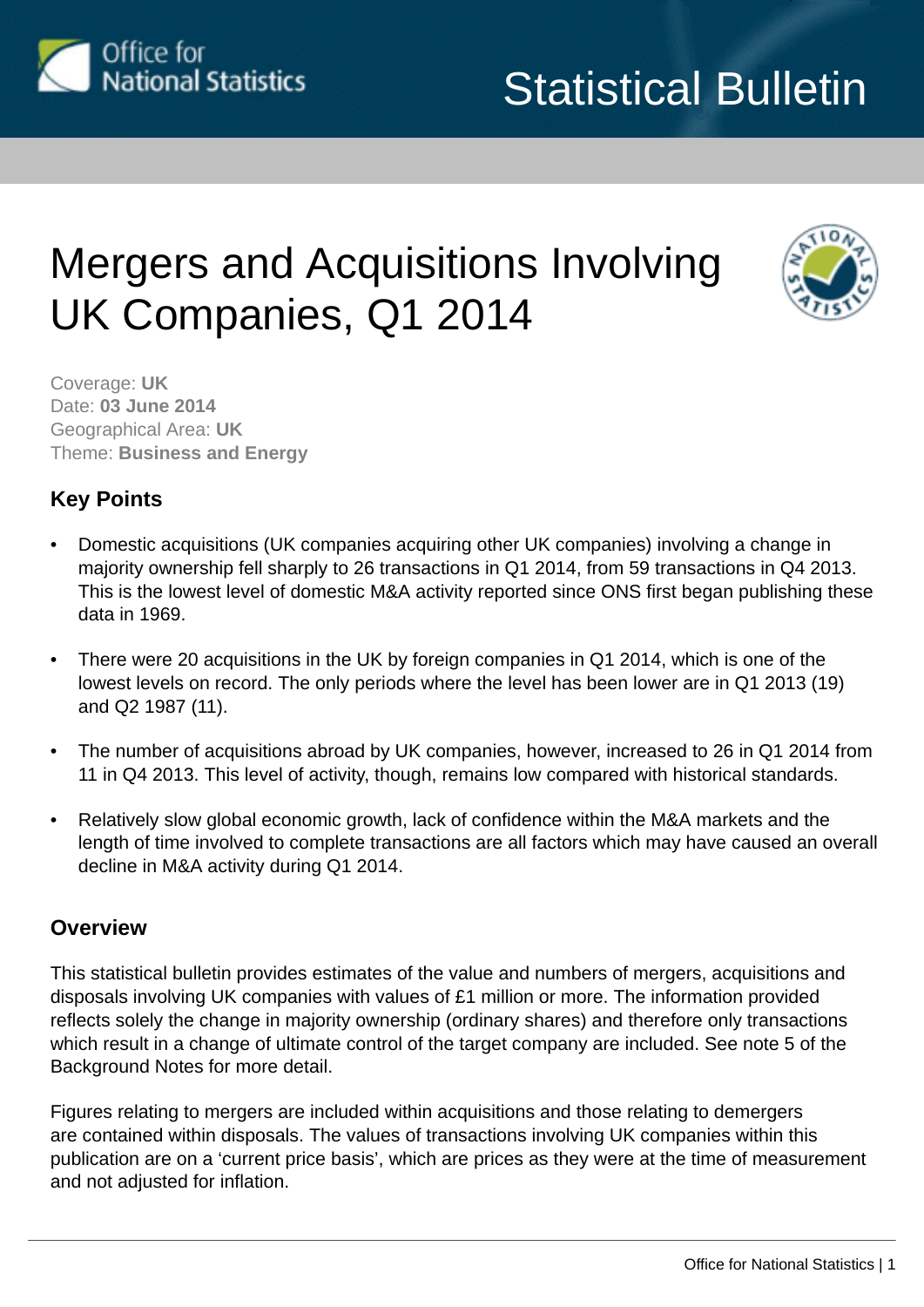Statistical Bulletin

# Mergers and Acquisitions Involving UK Companies, Q1 2014

Coverage: **UK**
Date: **03 June 2014**
Geographical Area: **UK**
Theme: **Business and Energy**

## Key Points

- Domestic acquisitions (UK companies acquiring other UK companies) involving a change in majority ownership fell sharply to 26 transactions in Q1 2014, from 59 transactions in Q4 2013. This is the lowest level of domestic M&A activity reported since ONS first began publishing these data in 1969.
- There were 20 acquisitions in the UK by foreign companies in Q1 2014, which is one of the lowest levels on record. The only periods where the level has been lower are in Q1 2013 (19) and Q2 1987 (11).
- The number of acquisitions abroad by UK companies, however, increased to 26 in Q1 2014 from 11 in Q4 2013. This level of activity, though, remains low compared with historical standards.
- Relatively slow global economic growth, lack of confidence within the M&A markets and the length of time involved to complete transactions are all factors which may have caused an overall decline in M&A activity during Q1 2014.

## Overview

This statistical bulletin provides estimates of the value and numbers of mergers, acquisitions and disposals involving UK companies with values of £1 million or more. The information provided reflects solely the change in majority ownership (ordinary shares) and therefore only transactions which result in a change of ultimate control of the target company are included. See note 5 of the Background Notes for more detail.

Figures relating to mergers are included within acquisitions and those relating to demergers are contained within disposals. The values of transactions involving UK companies within this publication are on a 'current price basis', which are prices as they were at the time of measurement and not adjusted for inflation.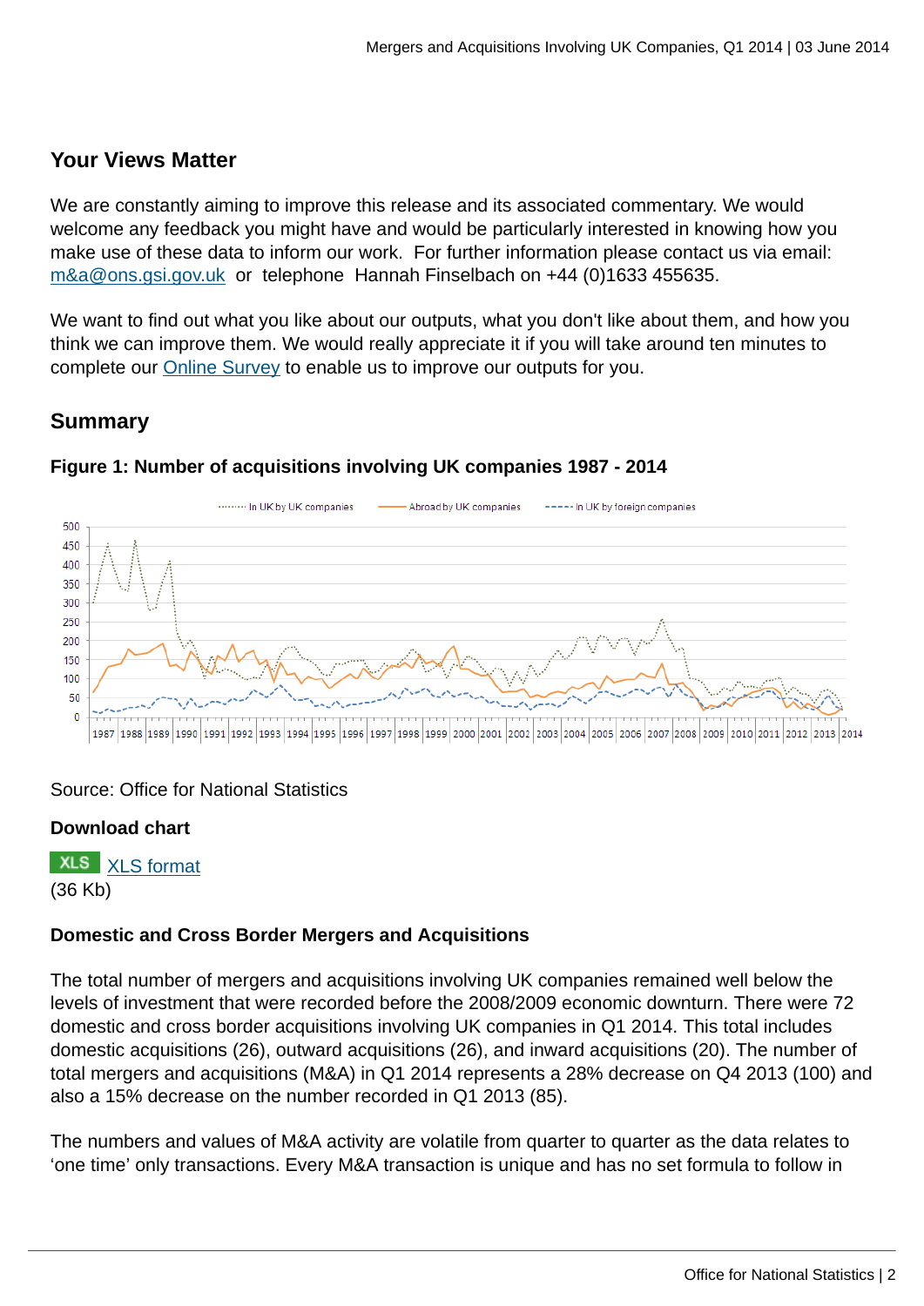## Your Views Matter

We are constantly aiming to improve this release and its associated commentary. We would welcome any feedback you might have and would be particularly interested in knowing how you make use of these data to inform our work. For further information please contact us via email: [m&a@ons.gsi.gov.uk](mailto:m&a@ons.gsi.gov.uk) or telephone Hannah Finselbach on +44 (0)1633 455635.

We want to find out what you like about our outputs, what you don't like about them, and how you think we can improve them. We would really appreciate it if you will take around ten minutes to complete our Online Survey to enable us to improve our outputs for you.

## Summary

**Figure 1: Number of acquisitions involving UK companies 1987 - 2014**

Source: Office for National Statistics

**Download chart**

XLS XLS format
(36 Kb)

**Domestic and Cross Border Mergers and Acquisitions**

The total number of mergers and acquisitions involving UK companies remained well below the levels of investment that were recorded before the 2008/2009 economic downturn. There were 72 domestic and cross border acquisitions involving UK companies in Q1 2014. This total includes domestic acquisitions (26), outward acquisitions (26), and inward acquisitions (20). The number of total mergers and acquisitions (M&A) in Q1 2014 represents a 28% decrease on Q4 2013 (100) and also a 15% decrease on the number recorded in Q1 2013 (85).

The numbers and values of M&A activity are volatile from quarter to quarter as the data relates to 'one time' only transactions. Every M&A transaction is unique and has no set formula to follow in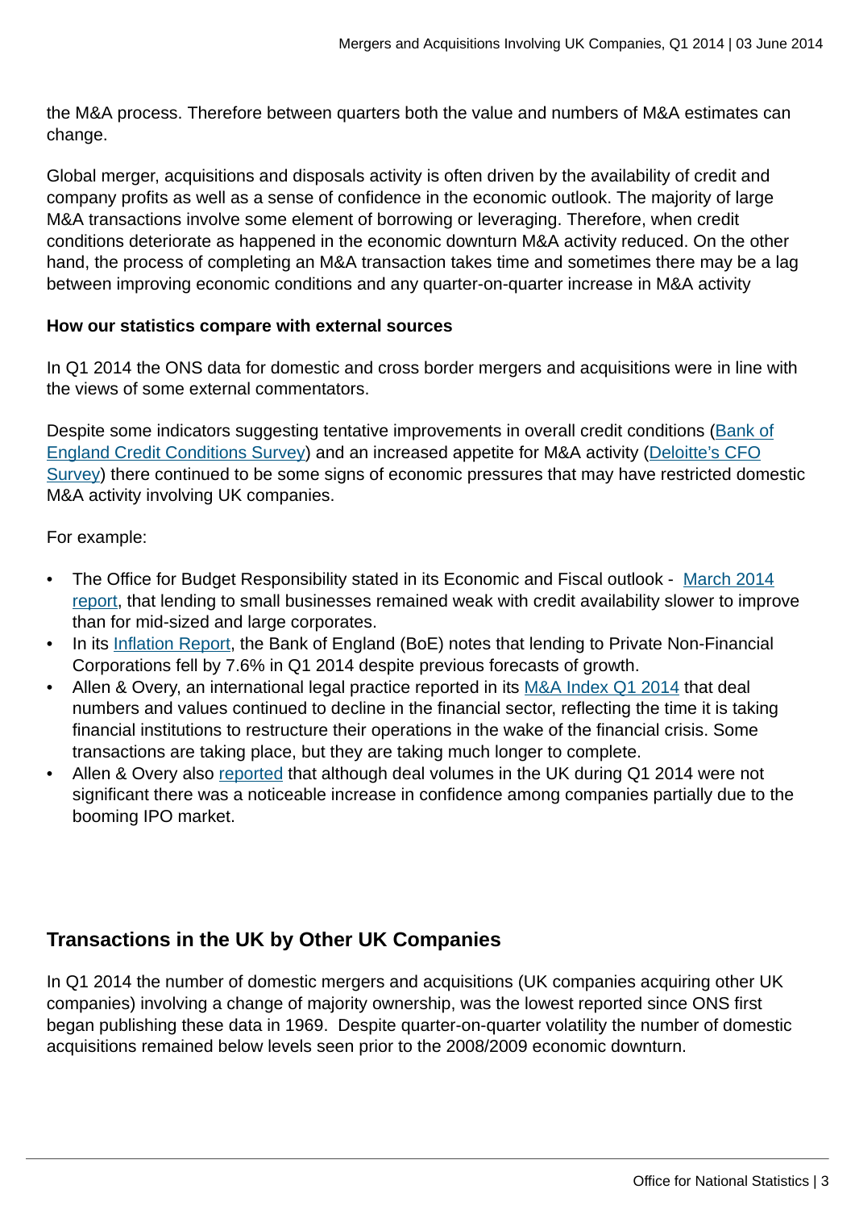the M&A process. Therefore between quarters both the value and numbers of M&A estimates can change.

Global merger, acquisitions and disposals activity is often driven by the availability of credit and company profits as well as a sense of confidence in the economic outlook. The majority of large M&A transactions involve some element of borrowing or leveraging. Therefore, when credit conditions deteriorate as happened in the economic downturn M&A activity reduced. On the other hand, the process of completing an M&A transaction takes time and sometimes there may be a lag between improving economic conditions and any quarter-on-quarter increase in M&A activity

**How our statistics compare with external sources**

In Q1 2014 the ONS data for domestic and cross border mergers and acquisitions were in line with the views of some external commentators.

Despite some indicators suggesting tentative improvements in overall credit conditions (Bank of England Credit Conditions Survey) and an increased appetite for M&A activity (Deloitte's CFO Survey) there continued to be some signs of economic pressures that may have restricted domestic M&A activity involving UK companies.

For example:

- The Office for Budget Responsibility stated in its Economic and Fiscal outlook - March 2014 report, that lending to small businesses remained weak with credit availability slower to improve than for mid-sized and large corporates.
- In its Inflation Report, the Bank of England (BoE) notes that lending to Private Non-Financial Corporations fell by 7.6% in Q1 2014 despite previous forecasts of growth.
- Allen & Overy, an international legal practice reported in its M&A Index Q1 2014 that deal numbers and values continued to decline in the financial sector, reflecting the time it is taking financial institutions to restructure their operations in the wake of the financial crisis. Some transactions are taking place, but they are taking much longer to complete.
- Allen & Overy also reported that although deal volumes in the UK during Q1 2014 were not significant there was a noticeable increase in confidence among companies partially due to the booming IPO market.

## Transactions in the UK by Other UK Companies

In Q1 2014 the number of domestic mergers and acquisitions (UK companies acquiring other UK companies) involving a change of majority ownership, was the lowest reported since ONS first began publishing these data in 1969. Despite quarter-on-quarter volatility the number of domestic acquisitions remained below levels seen prior to the 2008/2009 economic downturn.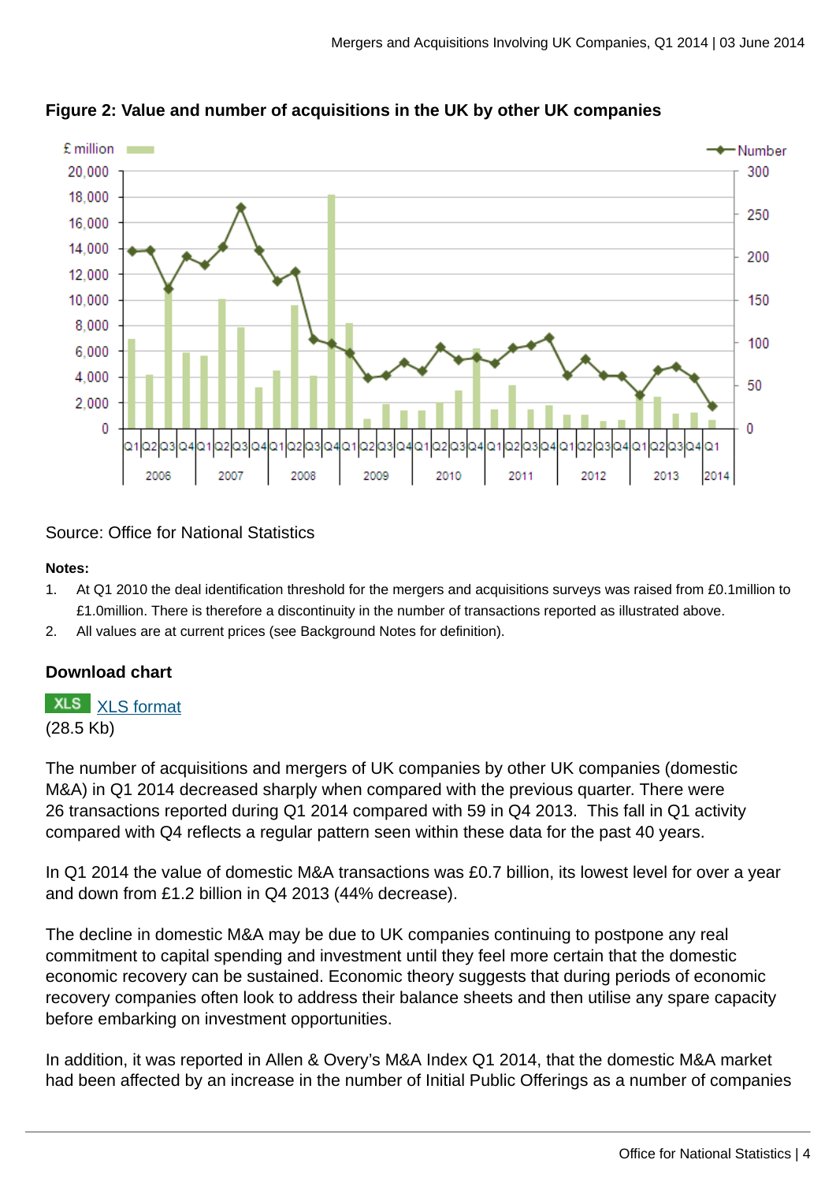**Figure 2: Value and number of acquisitions in the UK by other UK companies**

Source: Office for National Statistics

**Notes:**

1. At Q1 2010 the deal identification threshold for the mergers and acquisitions surveys was raised from £0.1million to £1.0million. There is therefore a discontinuity in the number of transactions reported as illustrated above.
2. All values are at current prices (see Background Notes for definition).

**Download chart**

XLS [XLS format](#)
(28.5 Kb)

The number of acquisitions and mergers of UK companies by other UK companies (domestic M&A) in Q1 2014 decreased sharply when compared with the previous quarter. There were 26 transactions reported during Q1 2014 compared with 59 in Q4 2013. This fall in Q1 activity compared with Q4 reflects a regular pattern seen within these data for the past 40 years.

In Q1 2014 the value of domestic M&A transactions was £0.7 billion, its lowest level for over a year and down from £1.2 billion in Q4 2013 (44% decrease).

The decline in domestic M&A may be due to UK companies continuing to postpone any real commitment to capital spending and investment until they feel more certain that the domestic economic recovery can be sustained. Economic theory suggests that during periods of economic recovery companies often look to address their balance sheets and then utilise any spare capacity before embarking on investment opportunities.

In addition, it was reported in Allen & Overy's M&A Index Q1 2014, that the domestic M&A market had been affected by an increase in the number of Initial Public Offerings as a number of companies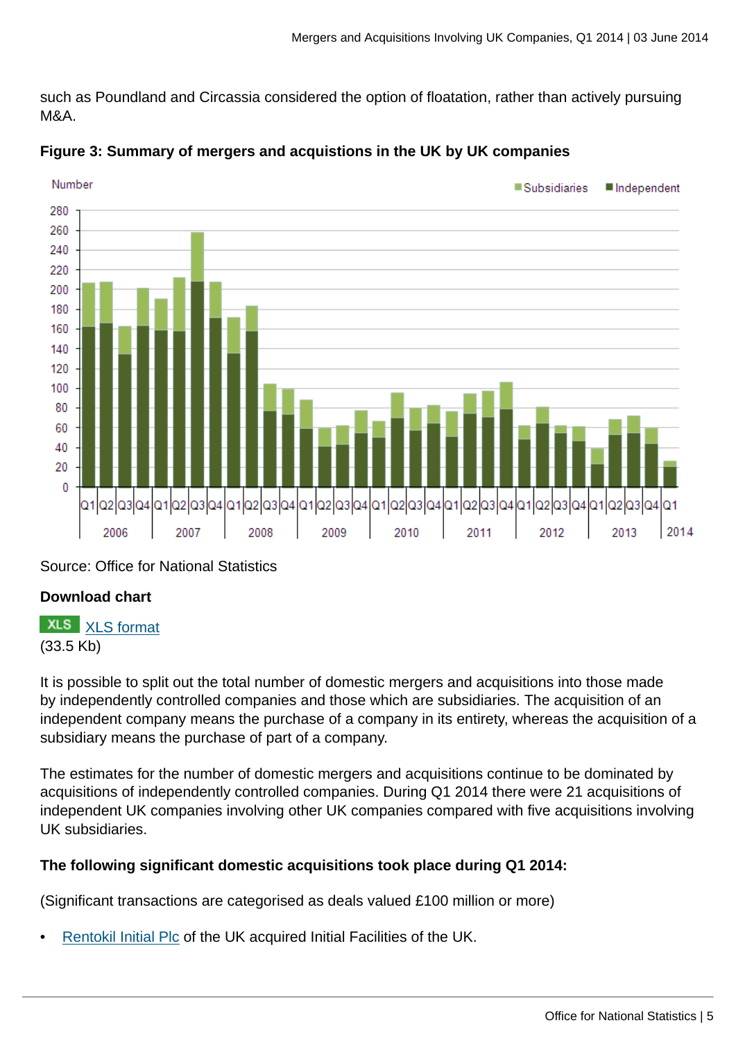such as Poundland and Circassia considered the option of floatation, rather than actively pursuing M&A.

**Figure 3: Summary of mergers and acquistions in the UK by UK companies**

Source: Office for National Statistics

**Download chart**

XLS format
(33.5 Kb)

It is possible to split out the total number of domestic mergers and acquisitions into those made by independently controlled companies and those which are subsidiaries. The acquisition of an independent company means the purchase of a company in its entirety, whereas the acquisition of a subsidiary means the purchase of part of a company.

The estimates for the number of domestic mergers and acquisitions continue to be dominated by acquisitions of independently controlled companies. During Q1 2014 there were 21 acquisitions of independent UK companies involving other UK companies compared with five acquisitions involving UK subsidiaries.

**The following significant domestic acquisitions took place during Q1 2014:**

(Significant transactions are categorised as deals valued £100 million or more)

- Rentokil Initial Plc of the UK acquired Initial Facilities of the UK.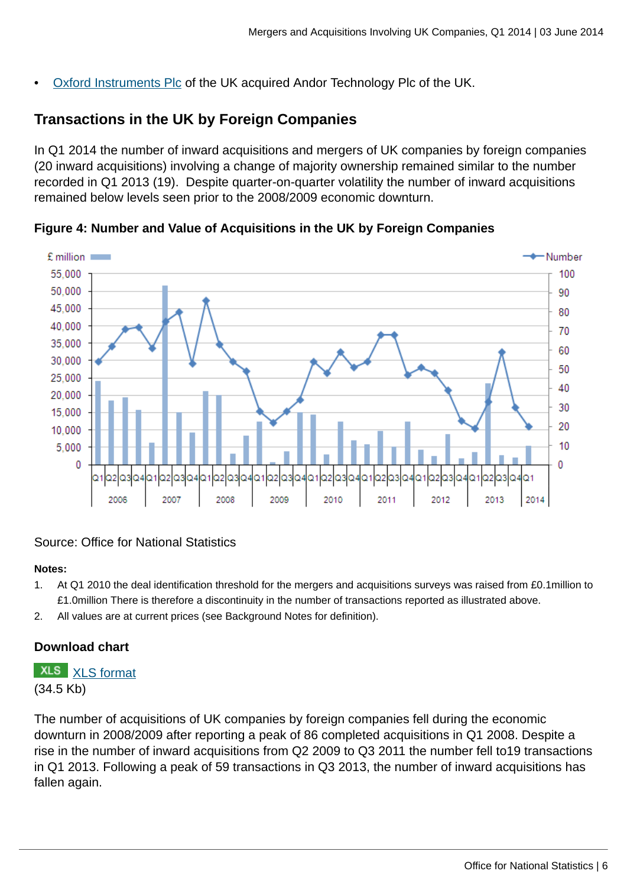- Oxford Instruments Plc of the UK acquired Andor Technology Plc of the UK.

## Transactions in the UK by Foreign Companies

In Q1 2014 the number of inward acquisitions and mergers of UK companies by foreign companies (20 inward acquisitions) involving a change of majority ownership remained similar to the number recorded in Q1 2013 (19). Despite quarter-on-quarter volatility the number of inward acquisitions remained below levels seen prior to the 2008/2009 economic downturn.

### Figure 4: Number and Value of Acquisitions in the UK by Foreign Companies

Source: Office for National Statistics

**Notes:**

1. At Q1 2010 the deal identification threshold for the mergers and acquisitions surveys was raised from £0.1million to £1.0million There is therefore a discontinuity in the number of transactions reported as illustrated above.
2. All values are at current prices (see Background Notes for definition).

### Download chart

XLS XLS format
(34.5 Kb)

The number of acquisitions of UK companies by foreign companies fell during the economic downturn in 2008/2009 after reporting a peak of 86 completed acquisitions in Q1 2008. Despite a rise in the number of inward acquisitions from Q2 2009 to Q3 2011 the number fell to19 transactions in Q1 2013. Following a peak of 59 transactions in Q3 2013, the number of inward acquisitions has fallen again.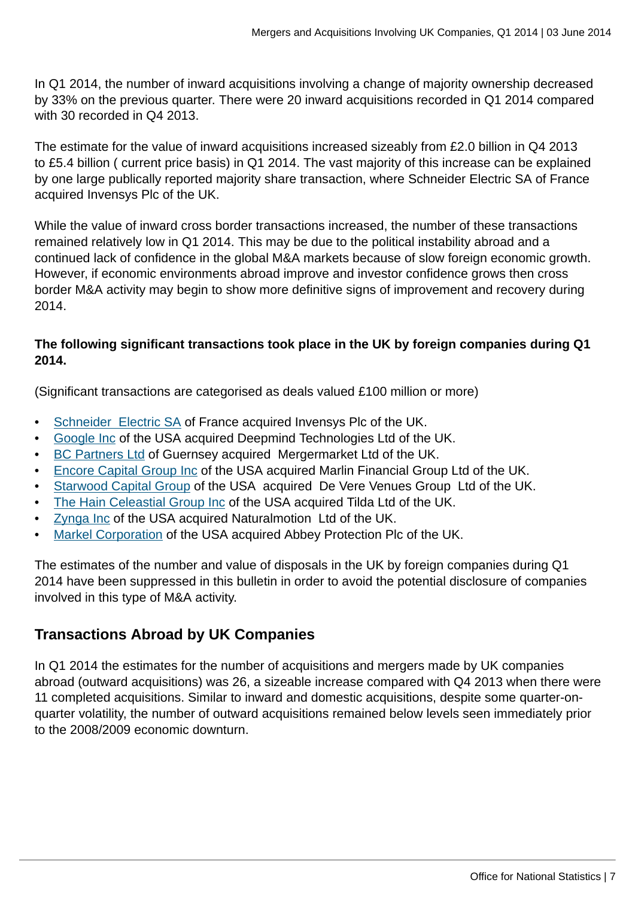In Q1 2014, the number of inward acquisitions involving a change of majority ownership decreased by 33% on the previous quarter. There were 20 inward acquisitions recorded in Q1 2014 compared with 30 recorded in Q4 2013.

The estimate for the value of inward acquisitions increased sizeably from £2.0 billion in Q4 2013 to £5.4 billion ( current price basis) in Q1 2014. The vast majority of this increase can be explained by one large publically reported majority share transaction, where Schneider Electric SA of France acquired Invensys Plc of the UK.

While the value of inward cross border transactions increased, the number of these transactions remained relatively low in Q1 2014. This may be due to the political instability abroad and a continued lack of confidence in the global M&A markets because of slow foreign economic growth. However, if economic environments abroad improve and investor confidence grows then cross border M&A activity may begin to show more definitive signs of improvement and recovery during 2014.

**The following significant transactions took place in the UK by foreign companies during Q1 2014.**

(Significant transactions are categorised as deals valued £100 million or more)

- Schneider Electric SA of France acquired Invensys Plc of the UK.
- Google Inc of the USA acquired Deepmind Technologies Ltd of the UK.
- BC Partners Ltd of Guernsey acquired Mergermarket Ltd of the UK.
- Encore Capital Group Inc of the USA acquired Marlin Financial Group Ltd of the UK.
- Starwood Capital Group of the USA acquired De Vere Venues Group Ltd of the UK.
- The Hain Celeastial Group Inc of the USA acquired Tilda Ltd of the UK.
- Zynga Inc of the USA acquired Naturalmotion Ltd of the UK.
- Markel Corporation of the USA acquired Abbey Protection Plc of the UK.

The estimates of the number and value of disposals in the UK by foreign companies during Q1 2014 have been suppressed in this bulletin in order to avoid the potential disclosure of companies involved in this type of M&A activity.

## Transactions Abroad by UK Companies

In Q1 2014 the estimates for the number of acquisitions and mergers made by UK companies abroad (outward acquisitions) was 26, a sizeable increase compared with Q4 2013 when there were 11 completed acquisitions. Similar to inward and domestic acquisitions, despite some quarter-on-quarter volatility, the number of outward acquisitions remained below levels seen immediately prior to the 2008/2009 economic downturn.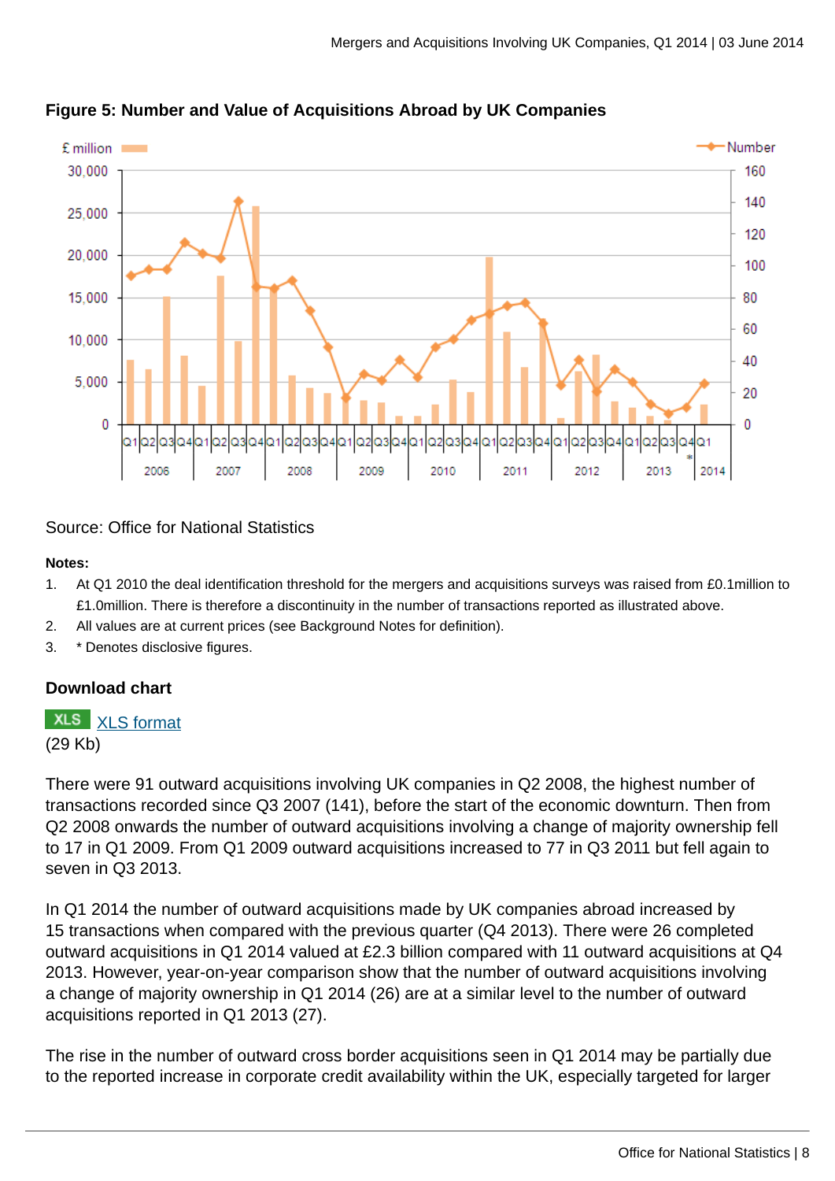**Figure 5: Number and Value of Acquisitions Abroad by UK Companies**

Source: Office for National Statistics

**Notes:**

1. At Q1 2010 the deal identification threshold for the mergers and acquisitions surveys was raised from £0.1million to £1.0million. There is therefore a discontinuity in the number of transactions reported as illustrated above.
2. All values are at current prices (see Background Notes for definition).
3. * Denotes disclosive figures.

**Download chart**

XLS [XLS format](#)
(29 Kb)

There were 91 outward acquisitions involving UK companies in Q2 2008, the highest number of transactions recorded since Q3 2007 (141), before the start of the economic downturn. Then from Q2 2008 onwards the number of outward acquisitions involving a change of majority ownership fell to 17 in Q1 2009. From Q1 2009 outward acquisitions increased to 77 in Q3 2011 but fell again to seven in Q3 2013.

In Q1 2014 the number of outward acquisitions made by UK companies abroad increased by 15 transactions when compared with the previous quarter (Q4 2013). There were 26 completed outward acquisitions in Q1 2014 valued at £2.3 billion compared with 11 outward acquisitions at Q4 2013. However, year-on-year comparison show that the number of outward acquisitions involving a change of majority ownership in Q1 2014 (26) are at a similar level to the number of outward acquisitions reported in Q1 2013 (27).

The rise in the number of outward cross border acquisitions seen in Q1 2014 may be partially due to the reported increase in corporate credit availability within the UK, especially targeted for larger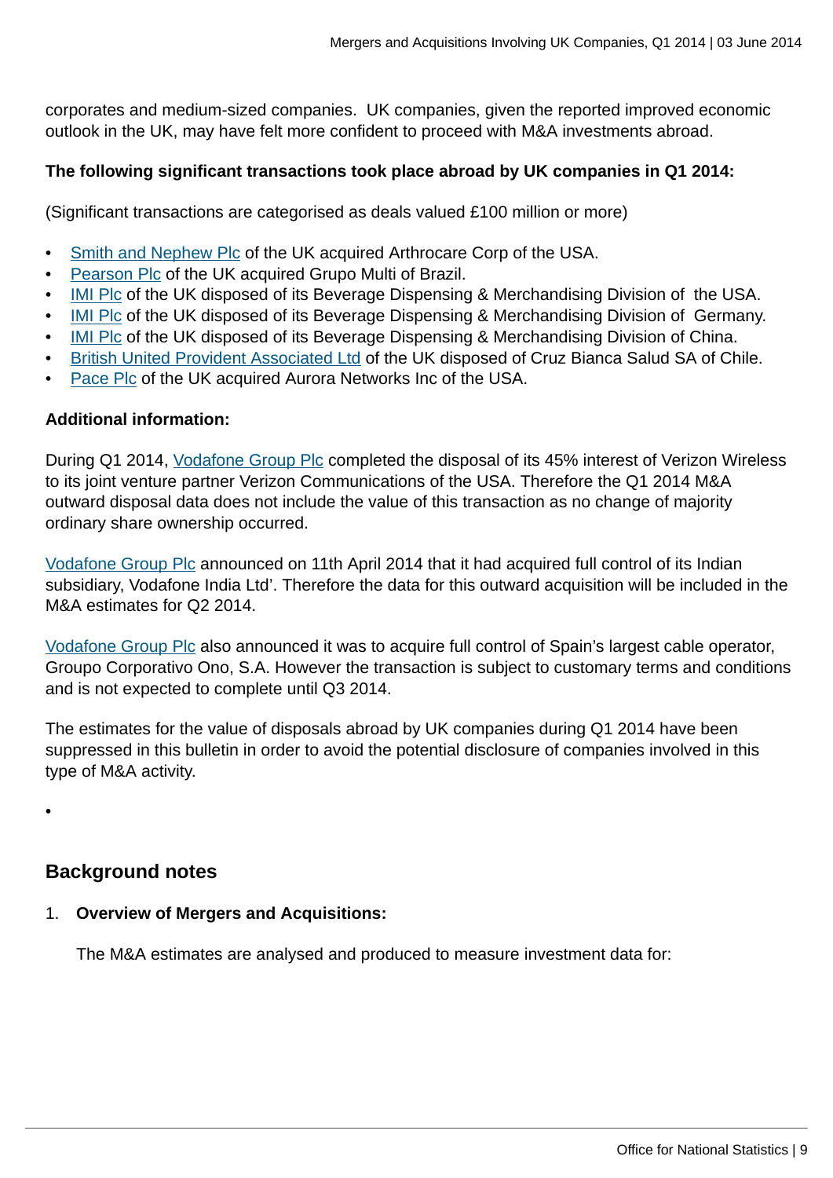corporates and medium-sized companies. UK companies, given the reported improved economic outlook in the UK, may have felt more confident to proceed with M&A investments abroad.

**The following significant transactions took place abroad by UK companies in Q1 2014:**

(Significant transactions are categorised as deals valued £100 million or more)

- Smith and Nephew Plc of the UK acquired Arthrocare Corp of the USA.
- Pearson Plc of the UK acquired Grupo Multi of Brazil.
- IMI Plc of the UK disposed of its Beverage Dispensing & Merchandising Division of the USA.
- IMI Plc of the UK disposed of its Beverage Dispensing & Merchandising Division of Germany.
- IMI Plc of the UK disposed of its Beverage Dispensing & Merchandising Division of China.
- British United Provident Associated Ltd of the UK disposed of Cruz Bianca Salud SA of Chile.
- Pace Plc of the UK acquired Aurora Networks Inc of the USA.

**Additional information:**

During Q1 2014, Vodafone Group Plc completed the disposal of its 45% interest of Verizon Wireless to its joint venture partner Verizon Communications of the USA. Therefore the Q1 2014 M&A outward disposal data does not include the value of this transaction as no change of majority ordinary share ownership occurred.

Vodafone Group Plc announced on 11th April 2014 that it had acquired full control of its Indian subsidiary, Vodafone India Ltd'. Therefore the data for this outward acquisition will be included in the M&A estimates for Q2 2014.

Vodafone Group Plc also announced it was to acquire full control of Spain's largest cable operator, Groupo Corporativo Ono, S.A. However the transaction is subject to customary terms and conditions and is not expected to complete until Q3 2014.

The estimates for the value of disposals abroad by UK companies during Q1 2014 have been suppressed in this bulletin in order to avoid the potential disclosure of companies involved in this type of M&A activity.

## Background notes

1. **Overview of Mergers and Acquisitions:**

   The M&A estimates are analysed and produced to measure investment data for: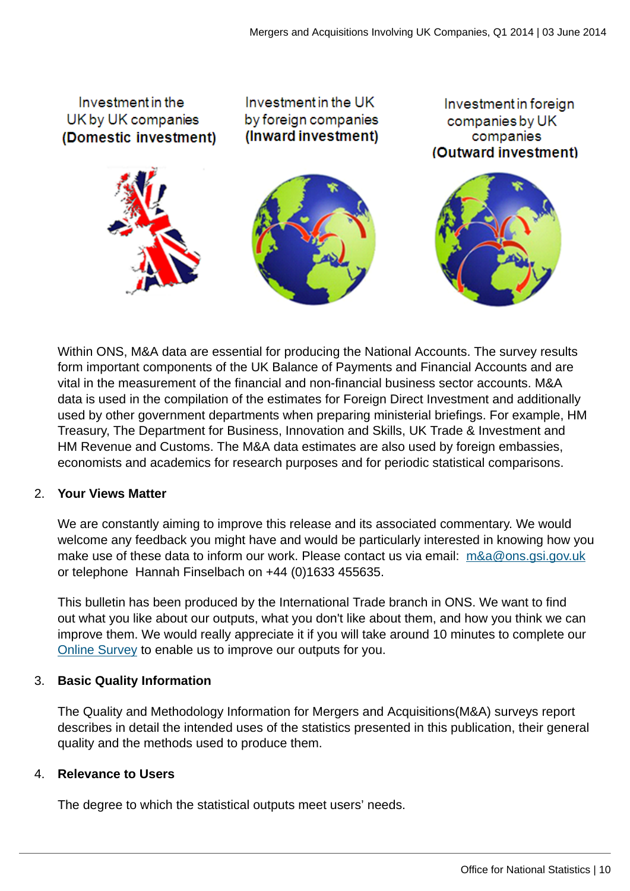Investment in the UK by UK companies **(Domestic investment)**

Investment in the UK by foreign companies **(Inward investment)**

Investment in foreign companies by UK companies **(Outward investment)**

Within ONS, M&A data are essential for producing the National Accounts. The survey results form important components of the UK Balance of Payments and Financial Accounts and are vital in the measurement of the financial and non-financial business sector accounts. M&A data is used in the compilation of the estimates for Foreign Direct Investment and additionally used by other government departments when preparing ministerial briefings. For example, HM Treasury, The Department for Business, Innovation and Skills, UK Trade & Investment and HM Revenue and Customs. The M&A data estimates are also used by foreign embassies, economists and academics for research purposes and for periodic statistical comparisons.

2. **Your Views Matter**

   We are constantly aiming to improve this release and its associated commentary. We would welcome any feedback you might have and would be particularly interested in knowing how you make use of these data to inform our work. Please contact us via email: m&a@ons.gsi.gov.uk or telephone Hannah Finselbach on +44 (0)1633 455635.

   This bulletin has been produced by the International Trade branch in ONS. We want to find out what you like about our outputs, what you don't like about them, and how you think we can improve them. We would really appreciate it if you will take around 10 minutes to complete our Online Survey to enable us to improve our outputs for you.

3. **Basic Quality Information**

   The Quality and Methodology Information for Mergers and Acquisitions(M&A) surveys report describes in detail the intended uses of the statistics presented in this publication, their general quality and the methods used to produce them.

4. **Relevance to Users**

   The degree to which the statistical outputs meet users' needs.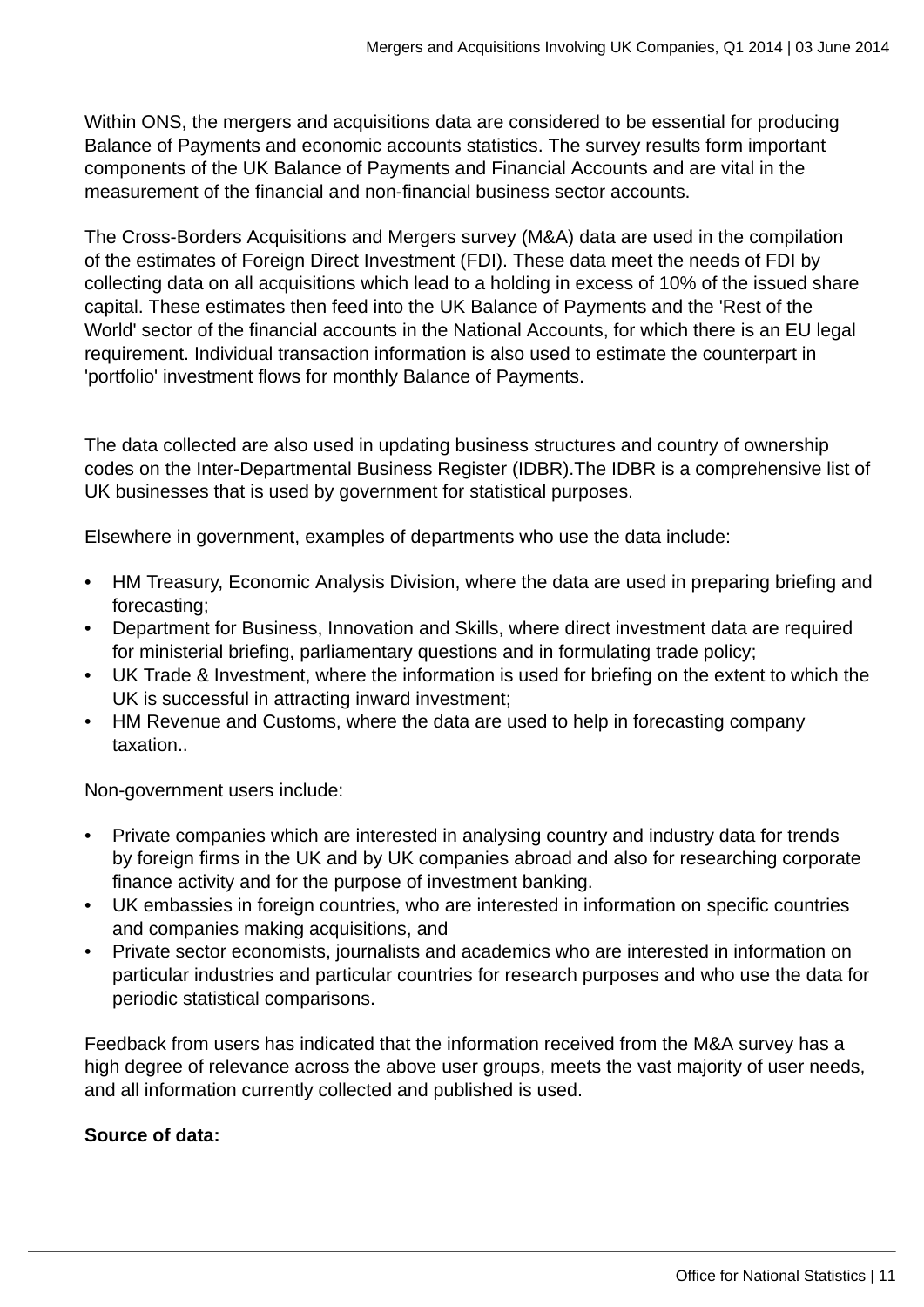Within ONS, the mergers and acquisitions data are considered to be essential for producing Balance of Payments and economic accounts statistics. The survey results form important components of the UK Balance of Payments and Financial Accounts and are vital in the measurement of the financial and non-financial business sector accounts.

The Cross-Borders Acquisitions and Mergers survey (M&A) data are used in the compilation of the estimates of Foreign Direct Investment (FDI). These data meet the needs of FDI by collecting data on all acquisitions which lead to a holding in excess of 10% of the issued share capital. These estimates then feed into the UK Balance of Payments and the 'Rest of the World' sector of the financial accounts in the National Accounts, for which there is an EU legal requirement. Individual transaction information is also used to estimate the counterpart in 'portfolio' investment flows for monthly Balance of Payments.

The data collected are also used in updating business structures and country of ownership codes on the Inter-Departmental Business Register (IDBR).The IDBR is a comprehensive list of UK businesses that is used by government for statistical purposes.

Elsewhere in government, examples of departments who use the data include:

- HM Treasury, Economic Analysis Division, where the data are used in preparing briefing and forecasting;
- Department for Business, Innovation and Skills, where direct investment data are required for ministerial briefing, parliamentary questions and in formulating trade policy;
- UK Trade & Investment, where the information is used for briefing on the extent to which the UK is successful in attracting inward investment;
- HM Revenue and Customs, where the data are used to help in forecasting company taxation..

Non-government users include:

- Private companies which are interested in analysing country and industry data for trends by foreign firms in the UK and by UK companies abroad and also for researching corporate finance activity and for the purpose of investment banking.
- UK embassies in foreign countries, who are interested in information on specific countries and companies making acquisitions, and
- Private sector economists, journalists and academics who are interested in information on particular industries and particular countries for research purposes and who use the data for periodic statistical comparisons.

Feedback from users has indicated that the information received from the M&A survey has a high degree of relevance across the above user groups, meets the vast majority of user needs, and all information currently collected and published is used.

**Source of data:**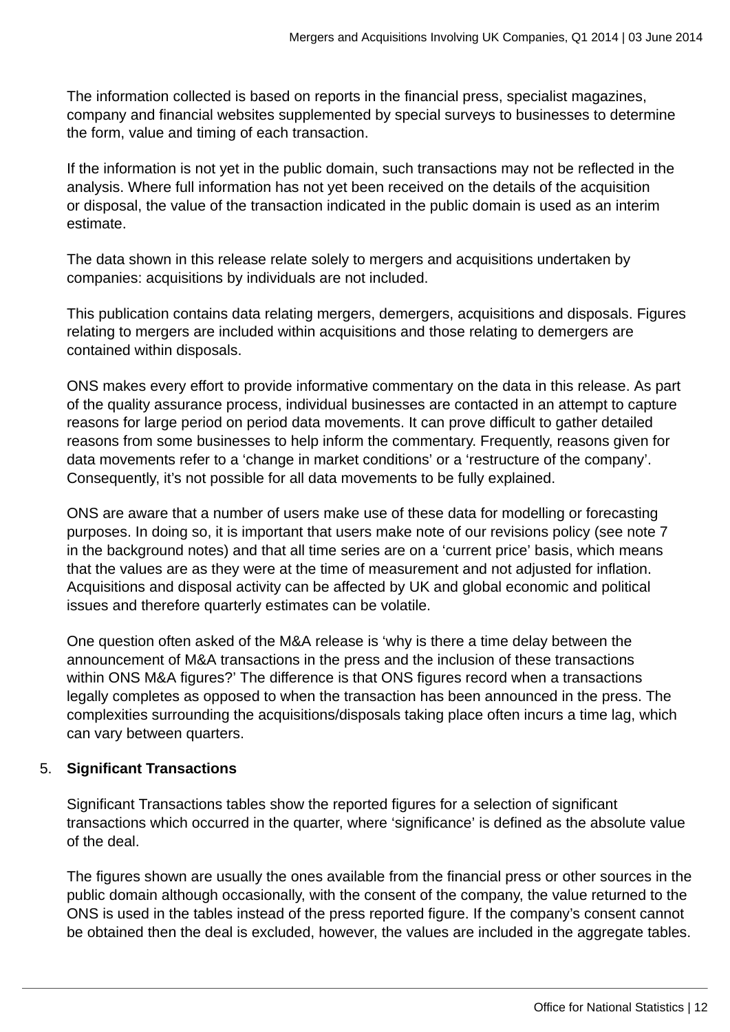The information collected is based on reports in the financial press, specialist magazines, company and financial websites supplemented by special surveys to businesses to determine the form, value and timing of each transaction.

If the information is not yet in the public domain, such transactions may not be reflected in the analysis. Where full information has not yet been received on the details of the acquisition or disposal, the value of the transaction indicated in the public domain is used as an interim estimate.

The data shown in this release relate solely to mergers and acquisitions undertaken by companies: acquisitions by individuals are not included.

This publication contains data relating mergers, demergers, acquisitions and disposals. Figures relating to mergers are included within acquisitions and those relating to demergers are contained within disposals.

ONS makes every effort to provide informative commentary on the data in this release. As part of the quality assurance process, individual businesses are contacted in an attempt to capture reasons for large period on period data movements. It can prove difficult to gather detailed reasons from some businesses to help inform the commentary. Frequently, reasons given for data movements refer to a ‘change in market conditions’ or a ‘restructure of the company’. Consequently, it’s not possible for all data movements to be fully explained.

ONS are aware that a number of users make use of these data for modelling or forecasting purposes. In doing so, it is important that users make note of our revisions policy (see note 7 in the background notes) and that all time series are on a ‘current price’ basis, which means that the values are as they were at the time of measurement and not adjusted for inflation. Acquisitions and disposal activity can be affected by UK and global economic and political issues and therefore quarterly estimates can be volatile.

One question often asked of the M&A release is ‘why is there a time delay between the announcement of M&A transactions in the press and the inclusion of these transactions within ONS M&A figures?’ The difference is that ONS figures record when a transactions legally completes as opposed to when the transaction has been announced in the press. The complexities surrounding the acquisitions/disposals taking place often incurs a time lag, which can vary between quarters.

5. **Significant Transactions**

Significant Transactions tables show the reported figures for a selection of significant transactions which occurred in the quarter, where ‘significance’ is defined as the absolute value of the deal.

The figures shown are usually the ones available from the financial press or other sources in the public domain although occasionally, with the consent of the company, the value returned to the ONS is used in the tables instead of the press reported figure. If the company’s consent cannot be obtained then the deal is excluded, however, the values are included in the aggregate tables.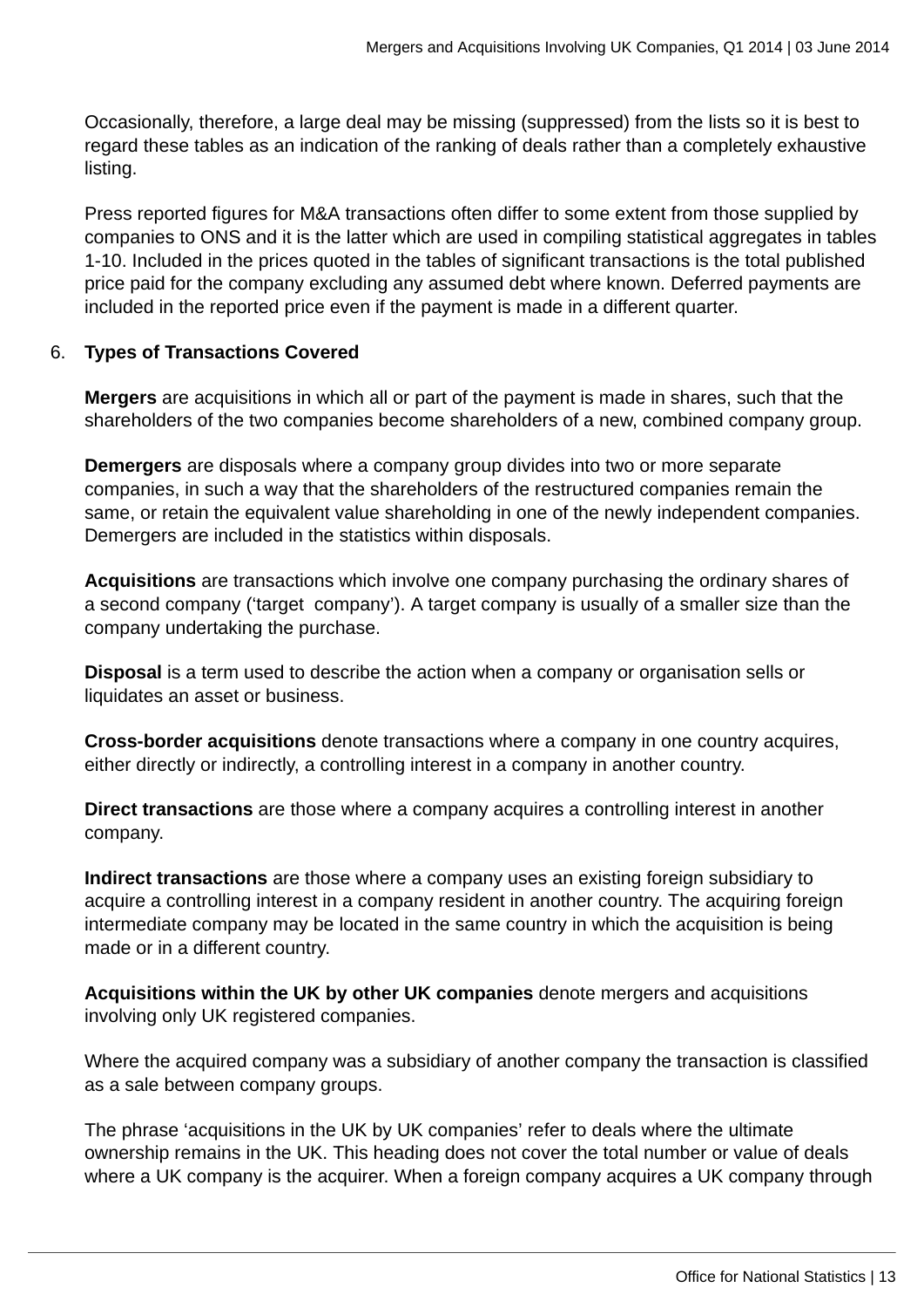Occasionally, therefore, a large deal may be missing (suppressed) from the lists so it is best to regard these tables as an indication of the ranking of deals rather than a completely exhaustive listing.

Press reported figures for M&A transactions often differ to some extent from those supplied by companies to ONS and it is the latter which are used in compiling statistical aggregates in tables 1-10. Included in the prices quoted in the tables of significant transactions is the total published price paid for the company excluding any assumed debt where known. Deferred payments are included in the reported price even if the payment is made in a different quarter.

6. **Types of Transactions Covered**

**Mergers** are acquisitions in which all or part of the payment is made in shares, such that the shareholders of the two companies become shareholders of a new, combined company group.

**Demergers** are disposals where a company group divides into two or more separate companies, in such a way that the shareholders of the restructured companies remain the same, or retain the equivalent value shareholding in one of the newly independent companies. Demergers are included in the statistics within disposals.

**Acquisitions** are transactions which involve one company purchasing the ordinary shares of a second company ('target company'). A target company is usually of a smaller size than the company undertaking the purchase.

**Disposal** is a term used to describe the action when a company or organisation sells or liquidates an asset or business.

**Cross-border acquisitions** denote transactions where a company in one country acquires, either directly or indirectly, a controlling interest in a company in another country.

**Direct transactions** are those where a company acquires a controlling interest in another company.

**Indirect transactions** are those where a company uses an existing foreign subsidiary to acquire a controlling interest in a company resident in another country. The acquiring foreign intermediate company may be located in the same country in which the acquisition is being made or in a different country.

**Acquisitions within the UK by other UK companies** denote mergers and acquisitions involving only UK registered companies.

Where the acquired company was a subsidiary of another company the transaction is classified as a sale between company groups.

The phrase 'acquisitions in the UK by UK companies' refer to deals where the ultimate ownership remains in the UK. This heading does not cover the total number or value of deals where a UK company is the acquirer. When a foreign company acquires a UK company through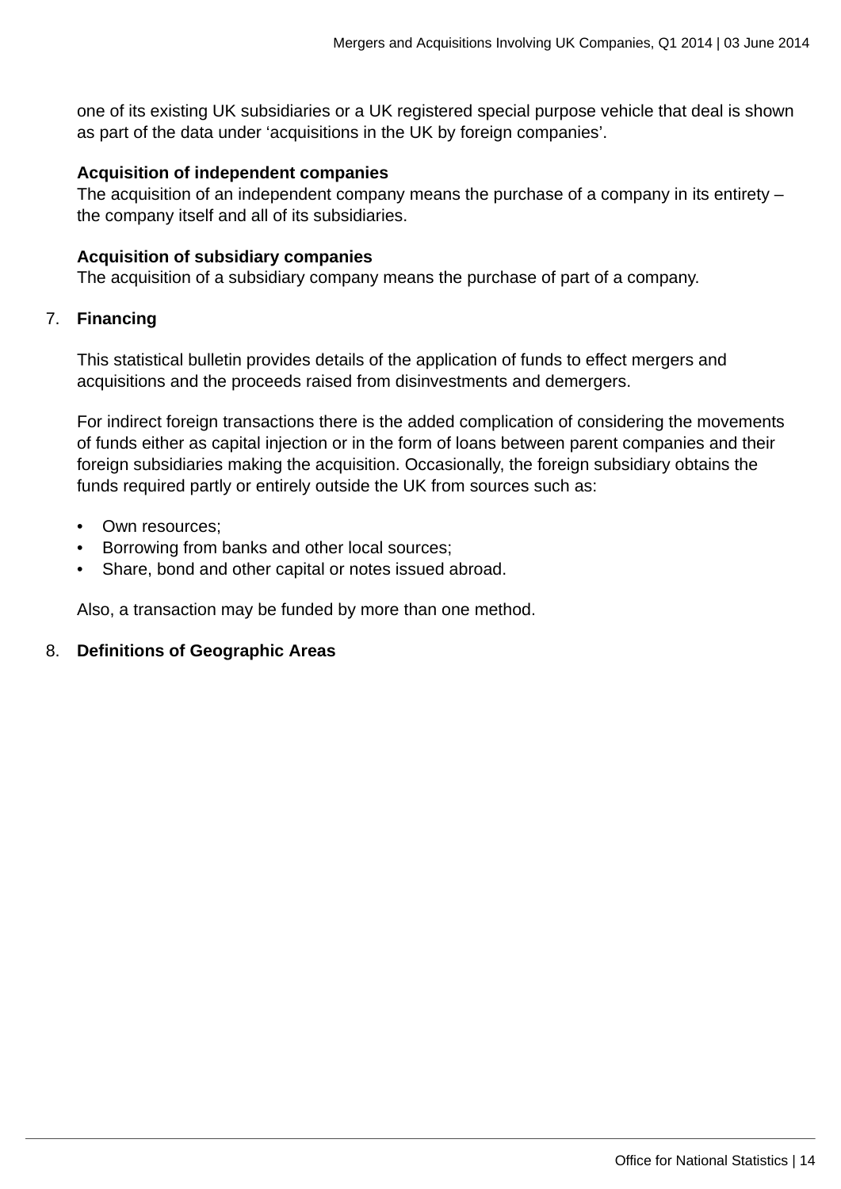one of its existing UK subsidiaries or a UK registered special purpose vehicle that deal is shown as part of the data under 'acquisitions in the UK by foreign companies'.

**Acquisition of independent companies**
The acquisition of an independent company means the purchase of a company in its entirety – the company itself and all of its subsidiaries.

**Acquisition of subsidiary companies**
The acquisition of a subsidiary company means the purchase of part of a company.

7. **Financing**

This statistical bulletin provides details of the application of funds to effect mergers and acquisitions and the proceeds raised from disinvestments and demergers.

For indirect foreign transactions there is the added complication of considering the movements of funds either as capital injection or in the form of loans between parent companies and their foreign subsidiaries making the acquisition. Occasionally, the foreign subsidiary obtains the funds required partly or entirely outside the UK from sources such as:

- Own resources;
- Borrowing from banks and other local sources;
- Share, bond and other capital or notes issued abroad.

Also, a transaction may be funded by more than one method.

8. **Definitions of Geographic Areas**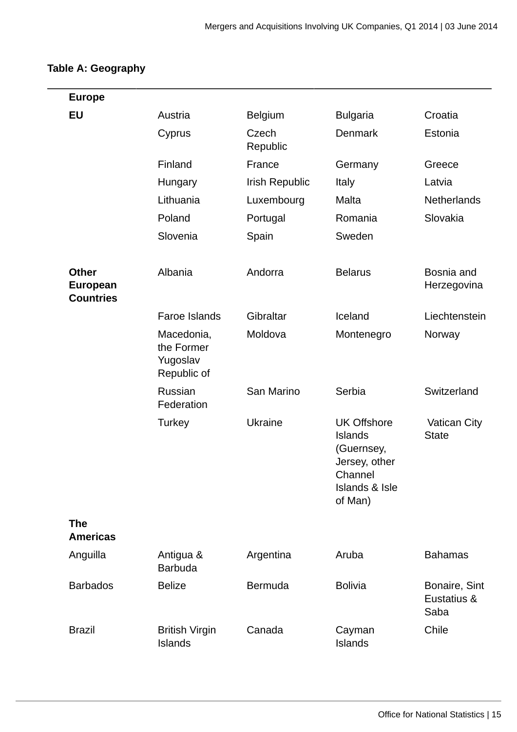**Table A: Geography**

| | | | | |
|---|---|---|---|---|
| **Europe** | | | | |
| **EU** | Austria | Belgium | Bulgaria | Croatia |
| | Cyprus | Czech Republic | Denmark | Estonia |
| | Finland | France | Germany | Greece |
| | Hungary | Irish Republic | Italy | Latvia |
| | Lithuania | Luxembourg | Malta | Netherlands |
| | Poland | Portugal | Romania | Slovakia |
| | Slovenia | Spain | Sweden | |
| **Other European Countries** | Albania | Andorra | Belarus | Bosnia and Herzegovina |
| | Faroe Islands | Gibraltar | Iceland | Liechtenstein |
| | Macedonia, the Former Yugoslav Republic of | Moldova | Montenegro | Norway |
| | Russian Federation | San Marino | Serbia | Switzerland |
| | Turkey | Ukraine | UK Offshore Islands (Guernsey, Jersey, other Channel Islands & Isle of Man) | Vatican City State |
| **The Americas** | | | | |
| Anguilla | Antigua & Barbuda | Argentina | Aruba | Bahamas |
| Barbados | Belize | Bermuda | Bolivia | Bonaire, Sint Eustatius & Saba |
| Brazil | British Virgin Islands | Canada | Cayman Islands | Chile |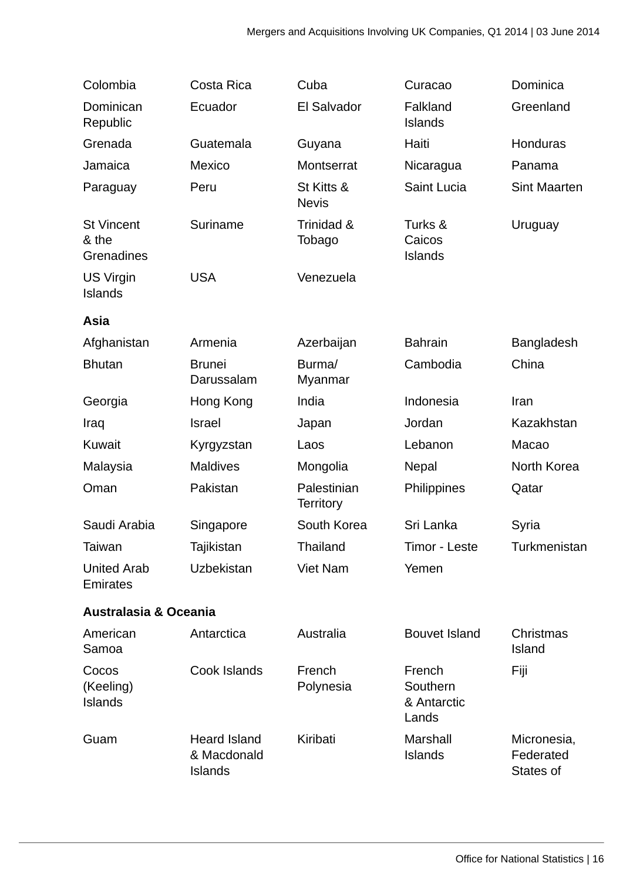| | | | | |
|---|---|---|---|---|
| Colombia | Costa Rica | Cuba | Curacao | Dominica |
| Dominican Republic | Ecuador | El Salvador | Falkland Islands | Greenland |
| Grenada | Guatemala | Guyana | Haiti | Honduras |
| Jamaica | Mexico | Montserrat | Nicaragua | Panama |
| Paraguay | Peru | St Kitts & Nevis | Saint Lucia | Sint Maarten |
| St Vincent & the Grenadines | Suriname | Trinidad & Tobago | Turks & Caicos Islands | Uruguay |
| US Virgin Islands | USA | Venezuela | | |

**Asia**

| | | | | |
|---|---|---|---|---|
| Afghanistan | Armenia | Azerbaijan | Bahrain | Bangladesh |
| Bhutan | Brunei Darussalam | Burma/ Myanmar | Cambodia | China |
| Georgia | Hong Kong | India | Indonesia | Iran |
| Iraq | Israel | Japan | Jordan | Kazakhstan |
| Kuwait | Kyrgyzstan | Laos | Lebanon | Macao |
| Malaysia | Maldives | Mongolia | Nepal | North Korea |
| Oman | Pakistan | Palestinian Territory | Philippines | Qatar |
| Saudi Arabia | Singapore | South Korea | Sri Lanka | Syria |
| Taiwan | Tajikistan | Thailand | Timor - Leste | Turkmenistan |
| United Arab Emirates | Uzbekistan | Viet Nam | Yemen | |

**Australasia & Oceania**

| | | | | |
|---|---|---|---|---|
| American Samoa | Antarctica | Australia | Bouvet Island | Christmas Island |
| Cocos (Keeling) Islands | Cook Islands | French Polynesia | French Southern & Antarctic Lands | Fiji |
| Guam | Heard Island & Macdonald Islands | Kiribati | Marshall Islands | Micronesia, Federated States of |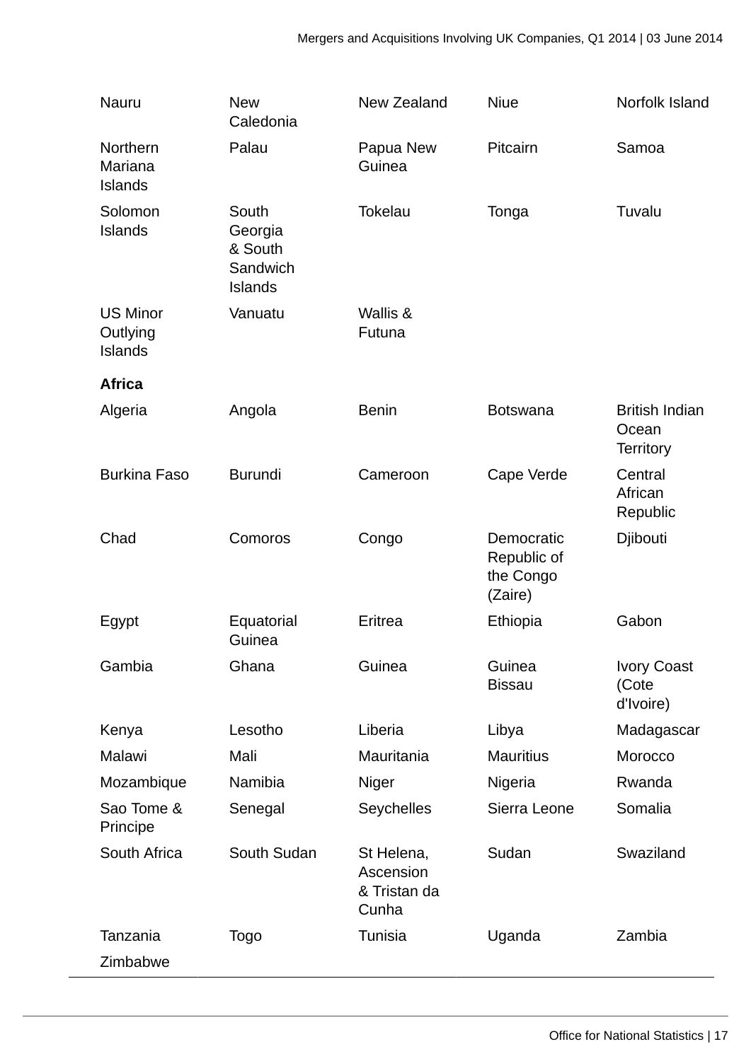| | | | | |
|---|---|---|---|---|
| Nauru | New Caledonia | New Zealand | Niue | Norfolk Island |
| Northern Mariana Islands | Palau | Papua New Guinea | Pitcairn | Samoa |
| Solomon Islands | South Georgia & South Sandwich Islands | Tokelau | Tonga | Tuvalu |
| US Minor Outlying Islands | Vanuatu | Wallis & Futuna | | |
| **Africa** | | | | |
| Algeria | Angola | Benin | Botswana | British Indian Ocean Territory |
| Burkina Faso | Burundi | Cameroon | Cape Verde | Central African Republic |
| Chad | Comoros | Congo | Democratic Republic of the Congo (Zaire) | Djibouti |
| Egypt | Equatorial Guinea | Eritrea | Ethiopia | Gabon |
| Gambia | Ghana | Guinea | Guinea Bissau | Ivory Coast (Cote d'Ivoire) |
| Kenya | Lesotho | Liberia | Libya | Madagascar |
| Malawi | Mali | Mauritania | Mauritius | Morocco |
| Mozambique | Namibia | Niger | Nigeria | Rwanda |
| Sao Tome & Principe | Senegal | Seychelles | Sierra Leone | Somalia |
| South Africa | South Sudan | St Helena, Ascension & Tristan da Cunha | Sudan | Swaziland |
| Tanzania | Togo | Tunisia | Uganda | Zambia |
| Zimbabwe | | | | |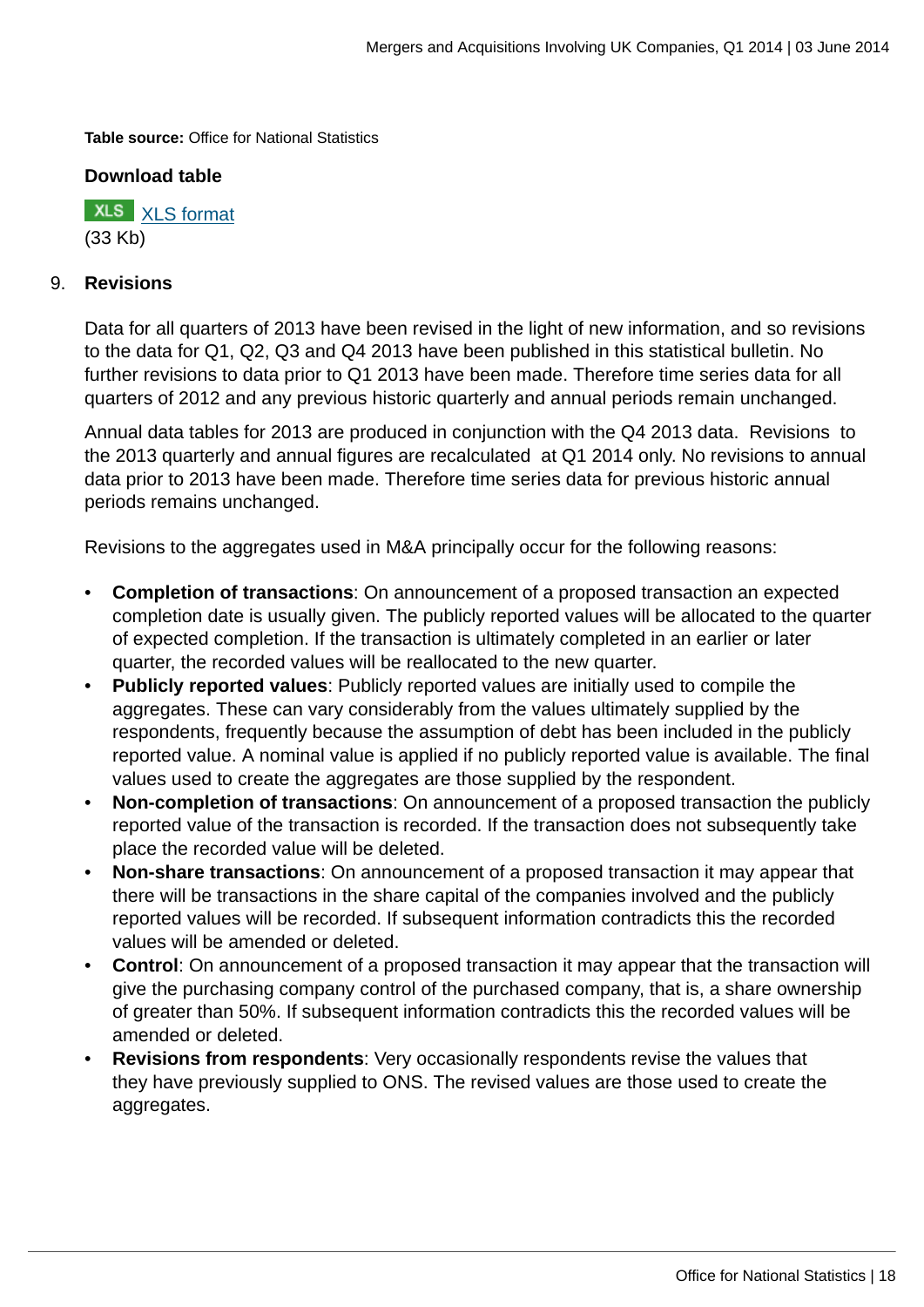**Table source:** Office for National Statistics

**Download table**

XLS [XLS format](#)
(33 Kb)

## 9. Revisions

Data for all quarters of 2013 have been revised in the light of new information, and so revisions to the data for Q1, Q2, Q3 and Q4 2013 have been published in this statistical bulletin. No further revisions to data prior to Q1 2013 have been made. Therefore time series data for all quarters of 2012 and any previous historic quarterly and annual periods remain unchanged.

Annual data tables for 2013 are produced in conjunction with the Q4 2013 data. Revisions to the 2013 quarterly and annual figures are recalculated at Q1 2014 only. No revisions to annual data prior to 2013 have been made. Therefore time series data for previous historic annual periods remains unchanged.

Revisions to the aggregates used in M&A principally occur for the following reasons:

- **Completion of transactions**: On announcement of a proposed transaction an expected completion date is usually given. The publicly reported values will be allocated to the quarter of expected completion. If the transaction is ultimately completed in an earlier or later quarter, the recorded values will be reallocated to the new quarter.
- **Publicly reported values**: Publicly reported values are initially used to compile the aggregates. These can vary considerably from the values ultimately supplied by the respondents, frequently because the assumption of debt has been included in the publicly reported value. A nominal value is applied if no publicly reported value is available. The final values used to create the aggregates are those supplied by the respondent.
- **Non-completion of transactions**: On announcement of a proposed transaction the publicly reported value of the transaction is recorded. If the transaction does not subsequently take place the recorded value will be deleted.
- **Non-share transactions**: On announcement of a proposed transaction it may appear that there will be transactions in the share capital of the companies involved and the publicly reported values will be recorded. If subsequent information contradicts this the recorded values will be amended or deleted.
- **Control**: On announcement of a proposed transaction it may appear that the transaction will give the purchasing company control of the purchased company, that is, a share ownership of greater than 50%. If subsequent information contradicts this the recorded values will be amended or deleted.
- **Revisions from respondents**: Very occasionally respondents revise the values that they have previously supplied to ONS. The revised values are those used to create the aggregates.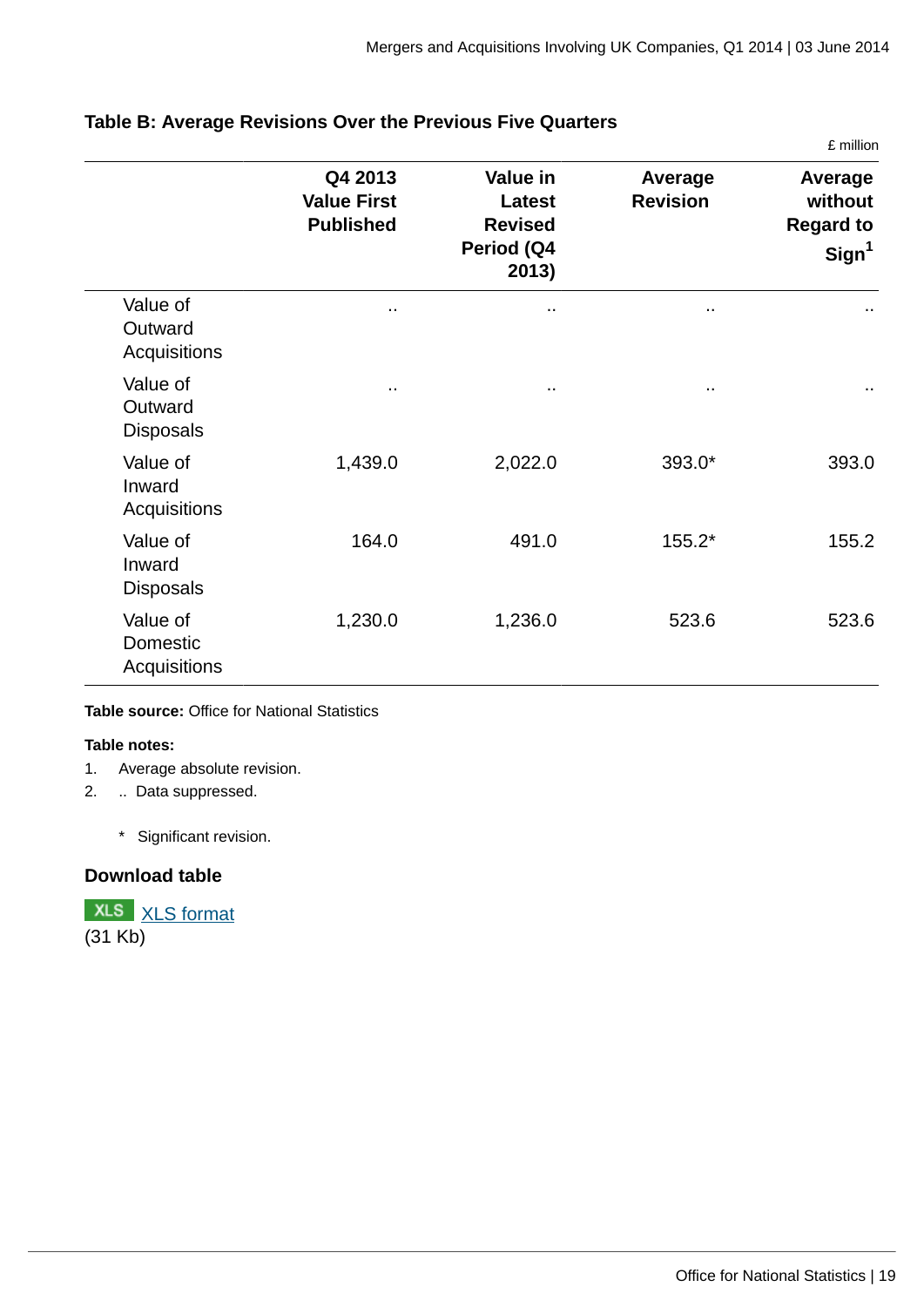**Table B: Average Revisions Over the Previous Five Quarters**

£ million

| | Q4 2013 Value First Published | Value in Latest Revised Period (Q4 2013) | Average Revision | Average without Regard to Sign[1] |
|---|---|---|---|---|
| Value of Outward Acquisitions | .. | .. | .. | .. |
| Value of Outward Disposals | .. | .. | .. | .. |
| Value of Inward Acquisitions | 1,439.0 | 2,022.0 | 393.0* | 393.0 |
| Value of Inward Disposals | 164.0 | 491.0 | 155.2* | 155.2 |
| Value of Domestic Acquisitions | 1,230.0 | 1,236.0 | 523.6 | 523.6 |

**Table source:** Office for National Statistics

**Table notes:**

1. Average absolute revision.
2. .. Data suppressed.

   * Significant revision.

### Download table

XLS [XLS format](#)
(31 Kb)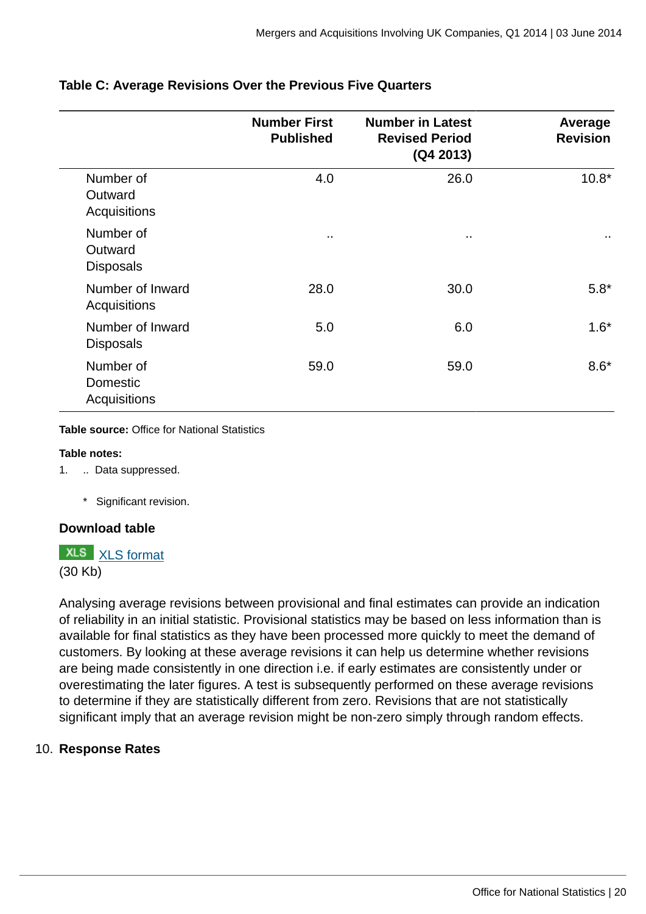### Table C: Average Revisions Over the Previous Five Quarters

| | Number First Published | Number in Latest Revised Period (Q4 2013) | Average Revision |
|---|---|---|---|
| Number of Outward Acquisitions | 4.0 | 26.0 | 10.8* |
| Number of Outward Disposals | .. | .. | .. |
| Number of Inward Acquisitions | 28.0 | 30.0 | 5.8* |
| Number of Inward Disposals | 5.0 | 6.0 | 1.6* |
| Number of Domestic Acquisitions | 59.0 | 59.0 | 8.6* |

**Table source:** Office for National Statistics

**Table notes:**

1. .. Data suppressed.

   * Significant revision.

**Download table**

XLS XLS format
(30 Kb)

Analysing average revisions between provisional and final estimates can provide an indication of reliability in an initial statistic. Provisional statistics may be based on less information than is available for final statistics as they have been processed more quickly to meet the demand of customers. By looking at these average revisions it can help us determine whether revisions are being made consistently in one direction i.e. if early estimates are consistently under or overestimating the later figures. A test is subsequently performed on these average revisions to determine if they are statistically different from zero. Revisions that are not statistically significant imply that an average revision might be non-zero simply through random effects.

10. **Response Rates**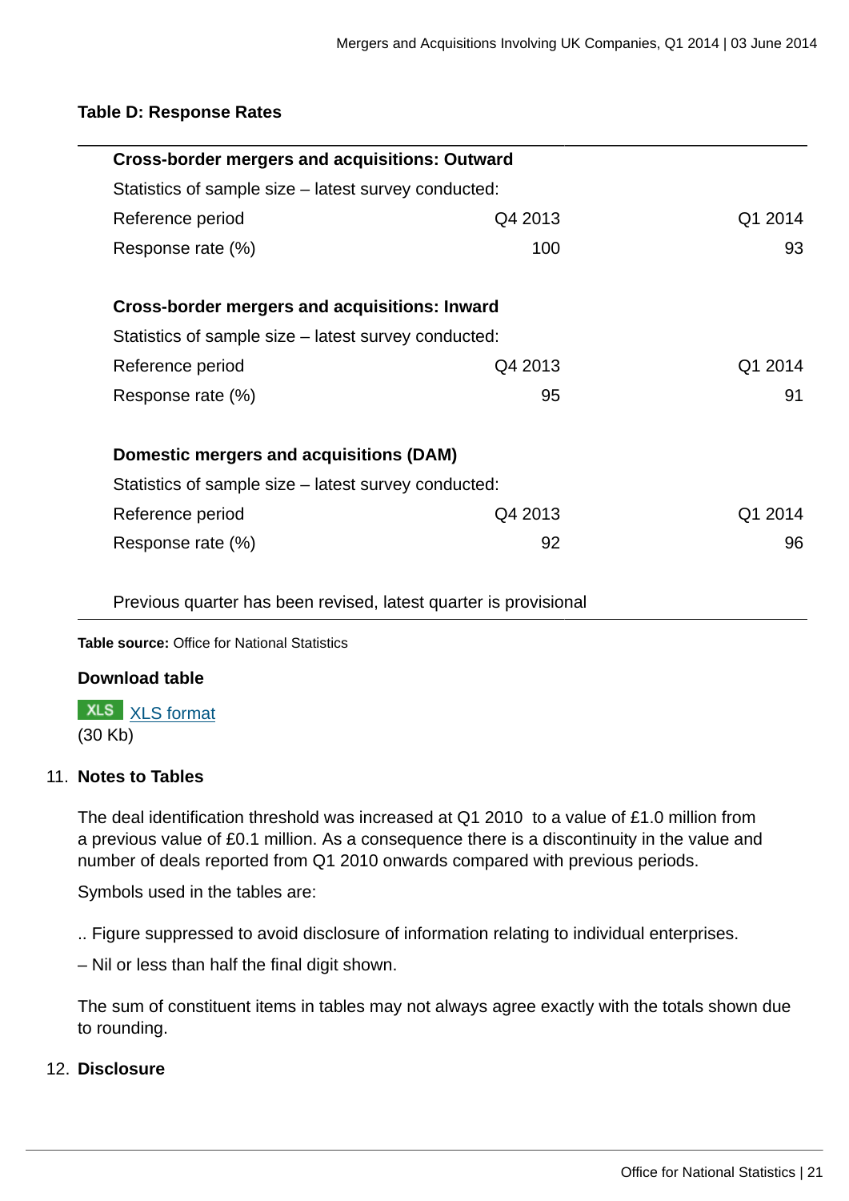**Table D: Response Rates**

| | | |
|---|---|---|
| **Cross-border mergers and acquisitions: Outward** | | |
| Statistics of sample size – latest survey conducted: | | |
| Reference period | Q4 2013 | Q1 2014 |
| Response rate (%) | 100 | 93 |
| | | |
| **Cross-border mergers and acquisitions: Inward** | | |
| Statistics of sample size – latest survey conducted: | | |
| Reference period | Q4 2013 | Q1 2014 |
| Response rate (%) | 95 | 91 |
| | | |
| **Domestic mergers and acquisitions (DAM)** | | |
| Statistics of sample size – latest survey conducted: | | |
| Reference period | Q4 2013 | Q1 2014 |
| Response rate (%) | 92 | 96 |
| | | |
| Previous quarter has been revised, latest quarter is provisional | | |

**Table source:** Office for National Statistics

**Download table**

XLS format
(30 Kb)

11. **Notes to Tables**

The deal identification threshold was increased at Q1 2010 to a value of £1.0 million from a previous value of £0.1 million. As a consequence there is a discontinuity in the value and number of deals reported from Q1 2010 onwards compared with previous periods.

Symbols used in the tables are:

.. Figure suppressed to avoid disclosure of information relating to individual enterprises.

– Nil or less than half the final digit shown.

The sum of constituent items in tables may not always agree exactly with the totals shown due to rounding.

12. **Disclosure**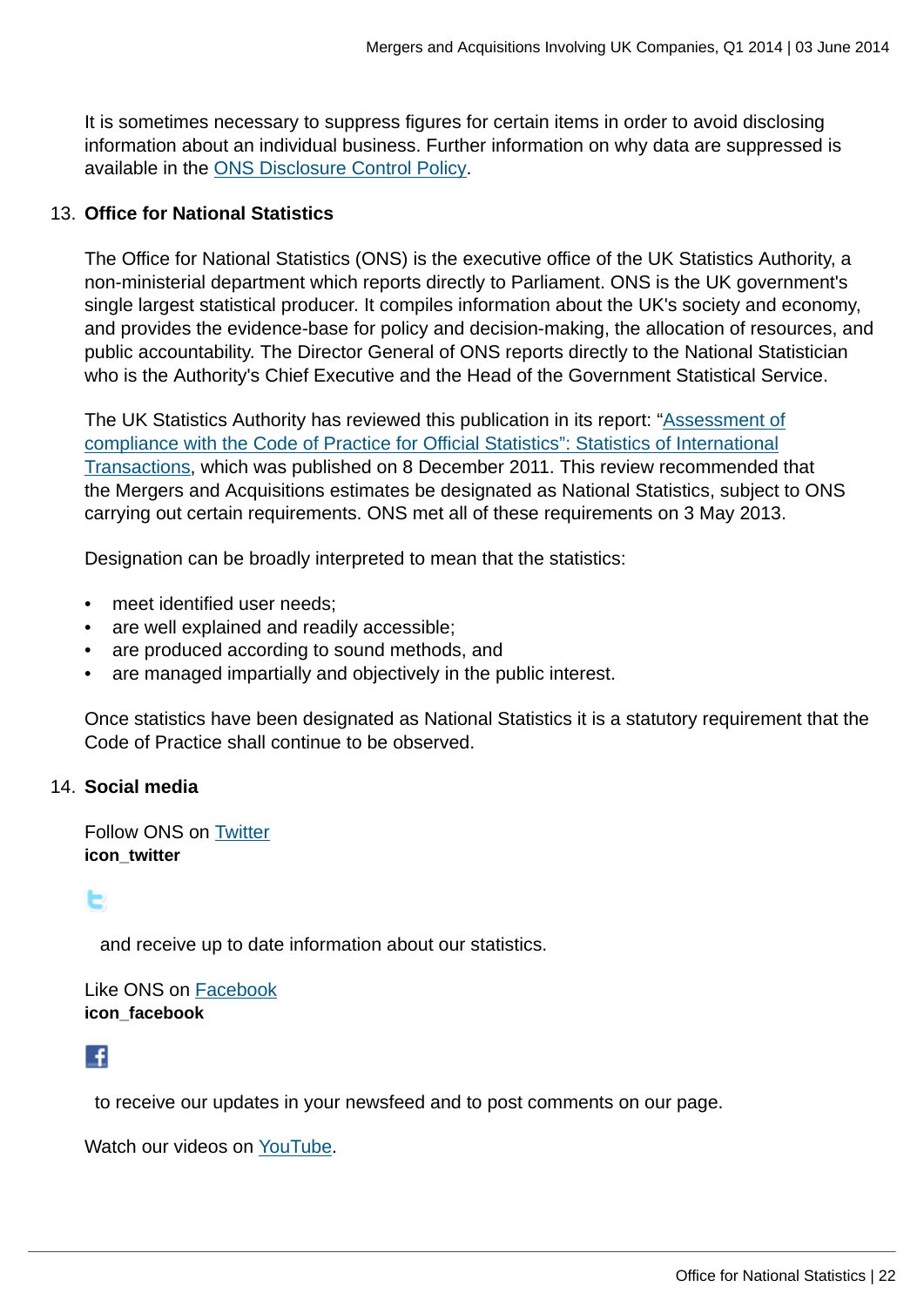It is sometimes necessary to suppress figures for certain items in order to avoid disclosing information about an individual business. Further information on why data are suppressed is available in the ONS Disclosure Control Policy.

13. **Office for National Statistics**

The Office for National Statistics (ONS) is the executive office of the UK Statistics Authority, a non-ministerial department which reports directly to Parliament. ONS is the UK government's single largest statistical producer. It compiles information about the UK's society and economy, and provides the evidence-base for policy and decision-making, the allocation of resources, and public accountability. The Director General of ONS reports directly to the National Statistician who is the Authority's Chief Executive and the Head of the Government Statistical Service.

The UK Statistics Authority has reviewed this publication in its report: "Assessment of compliance with the Code of Practice for Official Statistics": Statistics of International Transactions, which was published on 8 December 2011. This review recommended that the Mergers and Acquisitions estimates be designated as National Statistics, subject to ONS carrying out certain requirements. ONS met all of these requirements on 3 May 2013.

Designation can be broadly interpreted to mean that the statistics:

- meet identified user needs;
- are well explained and readily accessible;
- are produced according to sound methods, and
- are managed impartially and objectively in the public interest.

Once statistics have been designated as National Statistics it is a statutory requirement that the Code of Practice shall continue to be observed.

14. **Social media**

Follow ONS on Twitter
**icon_twitter**

and receive up to date information about our statistics.

Like ONS on Facebook
**icon_facebook**

to receive our updates in your newsfeed and to post comments on our page.

Watch our videos on YouTube.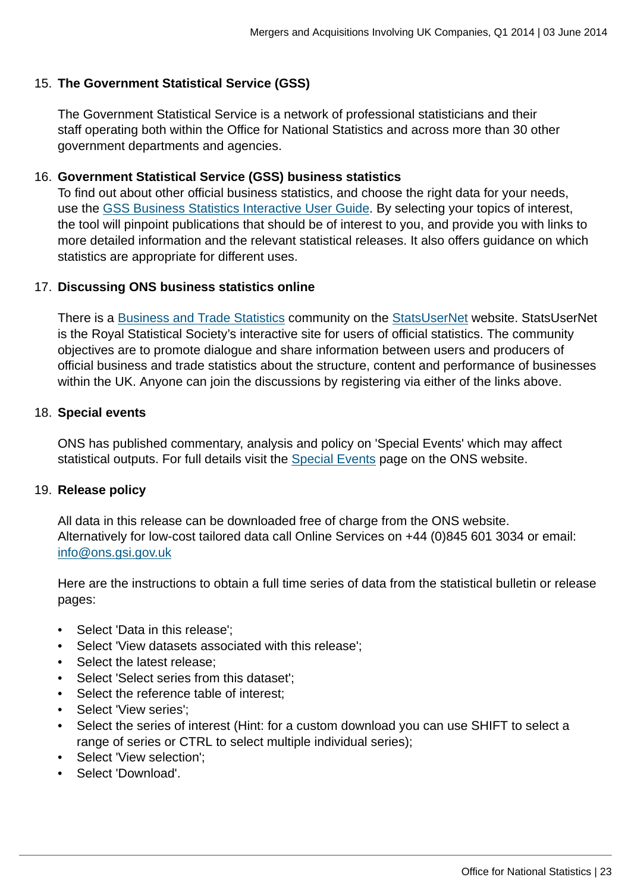15. **The Government Statistical Service (GSS)**

    The Government Statistical Service is a network of professional statisticians and their staff operating both within the Office for National Statistics and across more than 30 other government departments and agencies.

16. **Government Statistical Service (GSS) business statistics**
    To find out about other official business statistics, and choose the right data for your needs, use the GSS Business Statistics Interactive User Guide. By selecting your topics of interest, the tool will pinpoint publications that should be of interest to you, and provide you with links to more detailed information and the relevant statistical releases. It also offers guidance on which statistics are appropriate for different uses.

17. **Discussing ONS business statistics online**

    There is a Business and Trade Statistics community on the StatsUserNet website. StatsUserNet is the Royal Statistical Society's interactive site for users of official statistics. The community objectives are to promote dialogue and share information between users and producers of official business and trade statistics about the structure, content and performance of businesses within the UK. Anyone can join the discussions by registering via either of the links above.

18. **Special events**

    ONS has published commentary, analysis and policy on 'Special Events' which may affect statistical outputs. For full details visit the Special Events page on the ONS website.

19. **Release policy**

    All data in this release can be downloaded free of charge from the ONS website. Alternatively for low-cost tailored data call Online Services on +44 (0)845 601 3034 or email: info@ons.gsi.gov.uk

    Here are the instructions to obtain a full time series of data from the statistical bulletin or release pages:

    - Select 'Data in this release';
    - Select 'View datasets associated with this release';
    - Select the latest release;
    - Select 'Select series from this dataset';
    - Select the reference table of interest;
    - Select 'View series';
    - Select the series of interest (Hint: for a custom download you can use SHIFT to select a range of series or CTRL to select multiple individual series);
    - Select 'View selection';
    - Select 'Download'.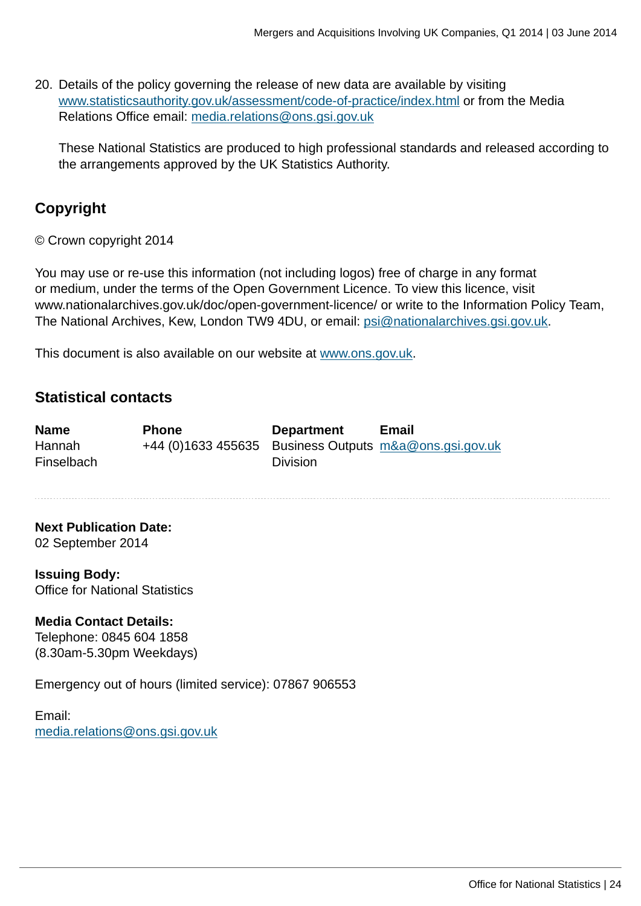20. Details of the policy governing the release of new data are available by visiting [www.statisticsauthority.gov.uk/assessment/code-of-practice/index.html](www.statisticsauthority.gov.uk/assessment/code-of-practice/index.html) or from the Media Relations Office email: media.relations@ons.gsi.gov.uk

    These National Statistics are produced to high professional standards and released according to the arrangements approved by the UK Statistics Authority.

## Copyright

© Crown copyright 2014

You may use or re-use this information (not including logos) free of charge in any format or medium, under the terms of the Open Government Licence. To view this licence, visit www.nationalarchives.gov.uk/doc/open-government-licence/ or write to the Information Policy Team, The National Archives, Kew, London TW9 4DU, or email: psi@nationalarchives.gsi.gov.uk.

This document is also available on our website at www.ons.gov.uk.

## Statistical contacts

| Name | Phone | Department | Email |
|---|---|---|---|
| Hannah Finselbach | +44 (0)1633 455635 | Business Outputs Division | m&a@ons.gsi.gov.uk |

**Next Publication Date:**
02 September 2014

**Issuing Body:**
Office for National Statistics

**Media Contact Details:**
Telephone: 0845 604 1858
(8.30am-5.30pm Weekdays)

Emergency out of hours (limited service): 07867 906553

Email:
media.relations@ons.gsi.gov.uk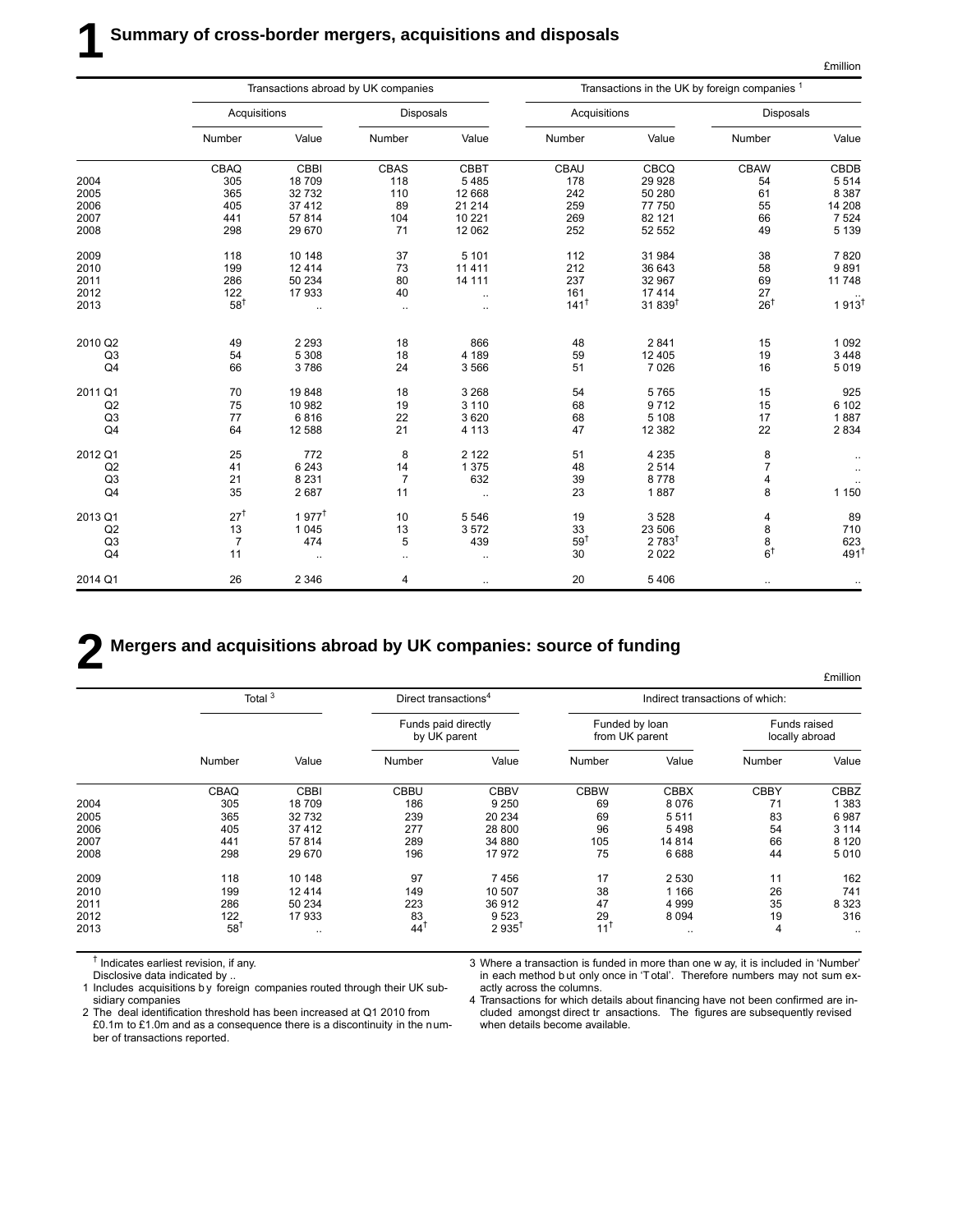# 1 Summary of cross-border mergers, acquisitions and disposals

£million

| | Transactions abroad by UK companies | | | | Transactions in the UK by foreign companies [1] | | | |
|---|---|---|---|---|---|---|---|---|
| | Acquisitions | | Disposals | | Acquisitions | | Disposals | |
| | Number | Value | Number | Value | Number | Value | Number | Value |
| | CBAQ | CBBI | CBAS | CBBT | CBAU | CBCQ | CBAW | CBDB |
| 2004 | 305 | 18 709 | 118 | 5 485 | 178 | 29 928 | 54 | 5 514 |
| 2005 | 365 | 32 732 | 110 | 12 668 | 242 | 50 280 | 61 | 8 387 |
| 2006 | 405 | 37 412 | 89 | 21 214 | 259 | 77 750 | 55 | 14 208 |
| 2007 | 441 | 57 814 | 104 | 10 221 | 269 | 82 121 | 66 | 7 524 |
| 2008 | 298 | 29 670 | 71 | 12 062 | 252 | 52 552 | 49 | 5 139 |
| 2009 | 118 | 10 148 | 37 | 5 101 | 112 | 31 984 | 38 | 7 820 |
| 2010 | 199 | 12 414 | 73 | 11 411 | 212 | 36 643 | 58 | 9 891 |
| 2011 | 286 | 50 234 | 80 | 14 111 | 237 | 32 967 | 69 | 11 748 |
| 2012 | 122 | 17 933 | 40 | .. | 161 | 17 414 | 27 | .. |
| 2013 | 58† | .. | .. | .. | 141† | 31 839† | 26† | 1 913† |
| 2010 Q2 | 49 | 2 293 | 18 | 866 | 48 | 2 841 | 15 | 1 092 |
| Q3 | 54 | 5 308 | 18 | 4 189 | 59 | 12 405 | 19 | 3 448 |
| Q4 | 66 | 3 786 | 24 | 3 566 | 51 | 7 026 | 16 | 5 019 |
| 2011 Q1 | 70 | 19 848 | 18 | 3 268 | 54 | 5 765 | 15 | 925 |
| Q2 | 75 | 10 982 | 19 | 3 110 | 68 | 9 712 | 15 | 6 102 |
| Q3 | 77 | 6 816 | 22 | 3 620 | 68 | 5 108 | 17 | 1 887 |
| Q4 | 64 | 12 588 | 21 | 4 113 | 47 | 12 382 | 22 | 2 834 |
| 2012 Q1 | 25 | 772 | 8 | 2 122 | 51 | 4 235 | 8 | .. |
| Q2 | 41 | 6 243 | 14 | 1 375 | 48 | 2 514 | 7 | .. |
| Q3 | 21 | 8 231 | 7 | 632 | 39 | 8 778 | 4 | .. |
| Q4 | 35 | 2 687 | 11 | .. | 23 | 1 887 | 8 | 1 150 |
| 2013 Q1 | 27† | 1 977† | 10 | 5 546 | 19 | 3 528 | 4 | 89 |
| Q2 | 13 | 1 045 | 13 | 3 572 | 33 | 23 506 | 8 | 710 |
| Q3 | 7 | 474 | 5 | 439 | 59† | 2 783† | 8 | 623 |
| Q4 | 11 | .. | .. | .. | 30 | 2 022 | 6† | 491† |
| 2014 Q1 | 26 | 2 346 | 4 | .. | 20 | 5 406 | .. | .. |

# 2 Mergers and acquisitions abroad by UK companies: source of funding

£million

| | Total [3] | | Direct transactions[4] | | Indirect transactions of which: | | | |
|---|---|---|---|---|---|---|---|---|
| | | | Funds paid directly by UK parent | | Funded by loan from UK parent | | Funds raised locally abroad | |
| | Number | Value | Number | Value | Number | Value | Number | Value |
| | CBAQ | CBBI | CBBU | CBBV | CBBW | CBBX | CBBY | CBBZ |
| 2004 | 305 | 18 709 | 186 | 9 250 | 69 | 8 076 | 71 | 1 383 |
| 2005 | 365 | 32 732 | 239 | 20 234 | 69 | 5 511 | 83 | 6 987 |
| 2006 | 405 | 37 412 | 277 | 28 800 | 96 | 5 498 | 54 | 3 114 |
| 2007 | 441 | 57 814 | 289 | 34 880 | 105 | 14 814 | 66 | 8 120 |
| 2008 | 298 | 29 670 | 196 | 17 972 | 75 | 6 688 | 44 | 5 010 |
| 2009 | 118 | 10 148 | 97 | 7 456 | 17 | 2 530 | 11 | 162 |
| 2010 | 199 | 12 414 | 149 | 10 507 | 38 | 1 166 | 26 | 741 |
| 2011 | 286 | 50 234 | 223 | 36 912 | 47 | 4 999 | 35 | 8 323 |
| 2012 | 122 | 17 933 | 83 | 9 523 | 29 | 8 094 | 19 | 316 |
| 2013 | 58† | .. | 44† | 2 935† | 11† | .. | 4 | .. |

† Indicates earliest revision, if any.
Disclosive data indicated by ..

1 Includes acquisitions by foreign companies routed through their UK subsidiary companies
2 The deal identification threshold has been increased at Q1 2010 from £0.1m to £1.0m and as a consequence there is a discontinuity in the number of transactions reported.
3 Where a transaction is funded in more than one way, it is included in 'Number' in each method but only once in 'Total'. Therefore numbers may not sum exactly across the columns.
4 Transactions for which details about financing have not been confirmed are included amongst direct transactions. The figures are subsequently revised when details become available.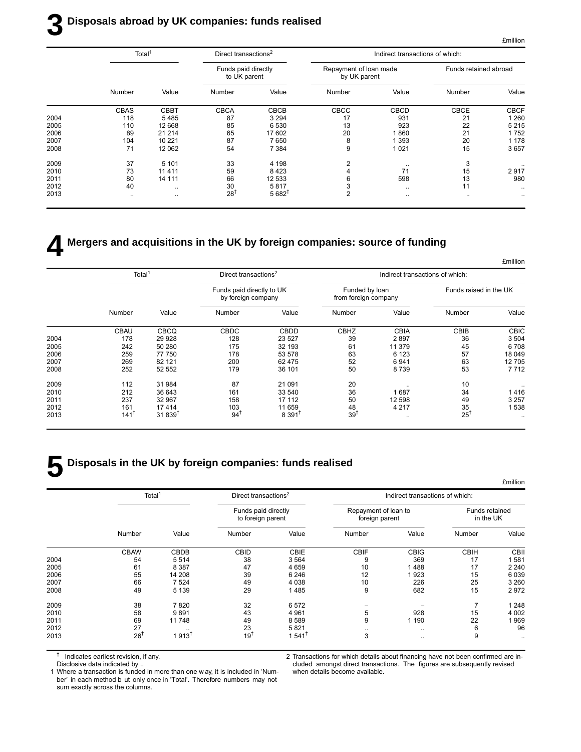# 3 Disposals abroad by UK companies: funds realised

£million

| | Total[1] | | Direct transactions[2] | | Indirect transactions of which: | | | |
|---|---|---|---|---|---|---|---|---|
| | | | Funds paid directly to UK parent | | Repayment of loan made by UK parent | | Funds retained abroad | |
| | Number | Value | Number | Value | Number | Value | Number | Value |
| | CBAS | CBBT | CBCA | CBCB | CBCC | CBCD | CBCE | CBCF |
| 2004 | 118 | 5 485 | 87 | 3 294 | 17 | 931 | 21 | 1 260 |
| 2005 | 110 | 12 668 | 85 | 6 530 | 13 | 923 | 22 | 5 215 |
| 2006 | 89 | 21 214 | 65 | 17 602 | 20 | 1 860 | 21 | 1 752 |
| 2007 | 104 | 10 221 | 87 | 7 650 | 8 | 1 393 | 20 | 1 178 |
| 2008 | 71 | 12 062 | 54 | 7 384 | 9 | 1 021 | 15 | 3 657 |
| 2009 | 37 | 5 101 | 33 | 4 198 | 2 | .. | 3 | .. |
| 2010 | 73 | 11 411 | 59 | 8 423 | 4 | 71 | 15 | 2 917 |
| 2011 | 80 | 14 111 | 66 | 12 533 | 6 | 598 | 13 | 980 |
| 2012 | 40 | .. | 30 | 5 817 | 3 | .. | 11 | .. |
| 2013 | .. | .. | 28† | 5 682† | 2 | .. | .. | .. |

# 4 Mergers and acquisitions in the UK by foreign companies: source of funding

£million

| | Total[1] | | Direct transactions[2] | | Indirect transactions of which: | | | |
|---|---|---|---|---|---|---|---|---|
| | | | Funds paid directly to UK by foreign company | | Funded by loan from foreign company | | Funds raised in the UK | |
| | Number | Value | Number | Value | Number | Value | Number | Value |
| | CBAU | CBCQ | CBDC | CBDD | CBHZ | CBIA | CBIB | CBIC |
| 2004 | 178 | 29 928 | 128 | 23 527 | 39 | 2 897 | 36 | 3 504 |
| 2005 | 242 | 50 280 | 175 | 32 193 | 61 | 11 379 | 45 | 6 708 |
| 2006 | 259 | 77 750 | 178 | 53 578 | 63 | 6 123 | 57 | 18 049 |
| 2007 | 269 | 82 121 | 200 | 62 475 | 52 | 6 941 | 63 | 12 705 |
| 2008 | 252 | 52 552 | 179 | 36 101 | 50 | 8 739 | 53 | 7 712 |
| 2009 | 112 | 31 984 | 87 | 21 091 | 20 | .. | 10 | .. |
| 2010 | 212 | 36 643 | 161 | 33 540 | 36 | 1 687 | 34 | 1 416 |
| 2011 | 237 | 32 967 | 158 | 17 112 | 50 | 12 598 | 49 | 3 257 |
| 2012 | 161 | 17 414 | 103 | 11 659 | 48 | 4 217 | 35 | 1 538 |
| 2013 | 141† | 31 839† | 94† | 8 391† | 39† | .. | 25† | .. |

# 5 Disposals in the UK by foreign companies: funds realised

£million

| | Total[1] | | Direct transactions[2] | | Indirect transactions of which: | | | |
|---|---|---|---|---|---|---|---|---|
| | | | Funds paid directly to foreign parent | | Repayment of loan to foreign parent | | Funds retained in the UK | |
| | Number | Value | Number | Value | Number | Value | Number | Value |
| | CBAW | CBDB | CBID | CBIE | CBIF | CBIG | CBIH | CBII |
| 2004 | 54 | 5 514 | 38 | 3 564 | 9 | 369 | 17 | 1 581 |
| 2005 | 61 | 8 387 | 47 | 4 659 | 10 | 1 488 | 17 | 2 240 |
| 2006 | 55 | 14 208 | 39 | 6 246 | 12 | 1 923 | 15 | 6 039 |
| 2007 | 66 | 7 524 | 49 | 4 038 | 10 | 226 | 25 | 3 260 |
| 2008 | 49 | 5 139 | 29 | 1 485 | 9 | 682 | 15 | 2 972 |
| 2009 | 38 | 7 820 | 32 | 6 572 | – | – | 7 | 1 248 |
| 2010 | 58 | 9 891 | 43 | 4 961 | 5 | 928 | 15 | 4 002 |
| 2011 | 69 | 11 748 | 49 | 8 589 | 9 | 1 190 | 22 | 1 969 |
| 2012 | 27 | .. | 23 | 5 821 | .. | .. | 6 | 96 |
| 2013 | 26† | 1 913† | 19† | 1 541† | 3 | .. | 9 | .. |

† Indicates earliest revision, if any.
Disclosive data indicated by ..

1 Where a transaction is funded in more than one way, it is included in 'Number' in each method but only once in 'Total'. Therefore numbers may not sum exactly across the columns.

2 Transactions for which details about financing have not been confirmed are included amongst direct transactions. The figures are subsequently revised when details become available.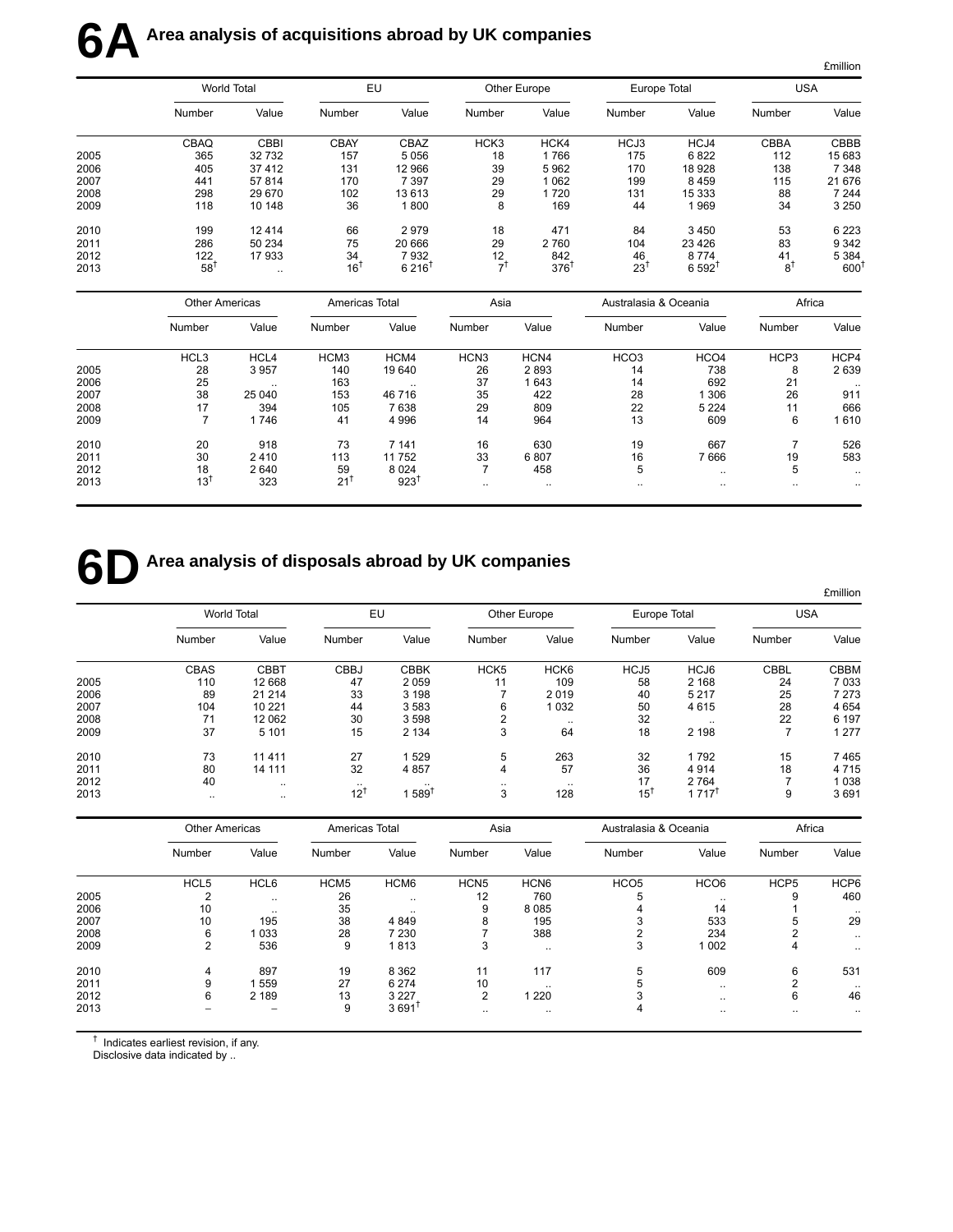# 6A Area analysis of acquisitions abroad by UK companies

£million

| | World Total | | EU | | Other Europe | | Europe Total | | USA | |
|---|---|---|---|---|---|---|---|---|---|---|
| | Number | Value | Number | Value | Number | Value | Number | Value | Number | Value |
| | CBAQ | CBBI | CBAY | CBAZ | HCK3 | HCK4 | HCJ3 | HCJ4 | CBBA | CBBB |
| 2005 | 365 | 32 732 | 157 | 5 056 | 18 | 1 766 | 175 | 6 822 | 112 | 15 683 |
| 2006 | 405 | 37 412 | 131 | 12 966 | 39 | 5 962 | 170 | 18 928 | 138 | 7 348 |
| 2007 | 441 | 57 814 | 170 | 7 397 | 29 | 1 062 | 199 | 8 459 | 115 | 21 676 |
| 2008 | 298 | 29 670 | 102 | 13 613 | 29 | 1 720 | 131 | 15 333 | 88 | 7 244 |
| 2009 | 118 | 10 148 | 36 | 1 800 | 8 | 169 | 44 | 1 969 | 34 | 3 250 |
| 2010 | 199 | 12 414 | 66 | 2 979 | 18 | 471 | 84 | 3 450 | 53 | 6 223 |
| 2011 | 286 | 50 234 | 75 | 20 666 | 29 | 2 760 | 104 | 23 426 | 83 | 9 342 |
| 2012 | 122 | 17 933 | 34 | 7 932 | 12 | 842 | 46 | 8 774 | 41 | 5 384 |
| 2013 | 58† | .. | 16† | 6 216† | 7† | 376† | 23† | 6 592† | 8† | 600† |

| | Other Americas | | Americas Total | | Asia | | Australasia & Oceania | | Africa | |
|---|---|---|---|---|---|---|---|---|---|---|
| | Number | Value | Number | Value | Number | Value | Number | Value | Number | Value |
| | HCL3 | HCL4 | HCM3 | HCM4 | HCN3 | HCN4 | HCO3 | HCO4 | HCP3 | HCP4 |
| 2005 | 28 | 3 957 | 140 | 19 640 | 26 | 2 893 | 14 | 738 | 8 | 2 639 |
| 2006 | 25 | .. | 163 | .. | 37 | 1 643 | 14 | 692 | 21 | .. |
| 2007 | 38 | 25 040 | 153 | 46 716 | 35 | 422 | 28 | 1 306 | 26 | 911 |
| 2008 | 17 | 394 | 105 | 7 638 | 29 | 809 | 22 | 5 224 | 11 | 666 |
| 2009 | 7 | 1 746 | 41 | 4 996 | 14 | 964 | 13 | 609 | 6 | 1 610 |
| 2010 | 20 | 918 | 73 | 7 141 | 16 | 630 | 19 | 667 | 7 | 526 |
| 2011 | 30 | 2 410 | 113 | 11 752 | 33 | 6 807 | 16 | 7 666 | 19 | 583 |
| 2012 | 18 | 2 640 | 59 | 8 024 | 7 | 458 | 5 | .. | 5 | .. |
| 2013 | 13† | 323 | 21† | 923† | .. | .. | .. | .. | .. | .. |

# 6D Area analysis of disposals abroad by UK companies

£million

| | World Total | | EU | | Other Europe | | Europe Total | | USA | |
|---|---|---|---|---|---|---|---|---|---|---|
| | Number | Value | Number | Value | Number | Value | Number | Value | Number | Value |
| | CBAS | CBBT | CBBJ | CBBK | HCK5 | HCK6 | HCJ5 | HCJ6 | CBBL | CBBM |
| 2005 | 110 | 12 668 | 47 | 2 059 | 11 | 109 | 58 | 2 168 | 24 | 7 033 |
| 2006 | 89 | 21 214 | 33 | 3 198 | 7 | 2 019 | 40 | 5 217 | 25 | 7 273 |
| 2007 | 104 | 10 221 | 44 | 3 583 | 6 | 1 032 | 50 | 4 615 | 28 | 4 654 |
| 2008 | 71 | 12 062 | 30 | 3 598 | 2 | .. | 32 | .. | 22 | 6 197 |
| 2009 | 37 | 5 101 | 15 | 2 134 | 3 | 64 | 18 | 2 198 | 7 | 1 277 |
| 2010 | 73 | 11 411 | 27 | 1 529 | 5 | 263 | 32 | 1 792 | 15 | 7 465 |
| 2011 | 80 | 14 111 | 32 | 4 857 | 4 | 57 | 36 | 4 914 | 18 | 4 715 |
| 2012 | 40 | .. | .. | .. | .. | .. | 17 | 2 764 | 7 | 1 038 |
| 2013 | .. | .. | 12† | 1 589† | 3 | 128 | 15† | 1 717† | 9 | 3 691 |

| | Other Americas | | Americas Total | | Asia | | Australasia & Oceania | | Africa | |
|---|---|---|---|---|---|---|---|---|---|---|
| | Number | Value | Number | Value | Number | Value | Number | Value | Number | Value |
| | HCL5 | HCL6 | HCM5 | HCM6 | HCN5 | HCN6 | HCO5 | HCO6 | HCP5 | HCP6 |
| 2005 | 2 | .. | 26 | .. | 12 | 760 | 5 | .. | 9 | 460 |
| 2006 | 10 | .. | 35 | .. | 9 | 8 085 | 4 | 14 | 1 | .. |
| 2007 | 10 | 195 | 38 | 4 849 | 8 | 195 | 3 | 533 | 5 | 29 |
| 2008 | 6 | 1 033 | 28 | 7 230 | 7 | 388 | 2 | 234 | 2 | .. |
| 2009 | 2 | 536 | 9 | 1 813 | 3 | .. | 3 | 1 002 | 4 | .. |
| 2010 | 4 | 897 | 19 | 8 362 | 11 | 117 | 5 | 609 | 6 | 531 |
| 2011 | 9 | 1 559 | 27 | 6 274 | 10 | .. | 5 | .. | 2 | .. |
| 2012 | 6 | 2 189 | 13 | 3 227 | 2 | 1 220 | 3 | .. | 6 | 46 |
| 2013 | – | – | 9 | 3 691† | .. | .. | 4 | .. | .. | .. |

† Indicates earliest revision, if any.
Disclosive data indicated by ..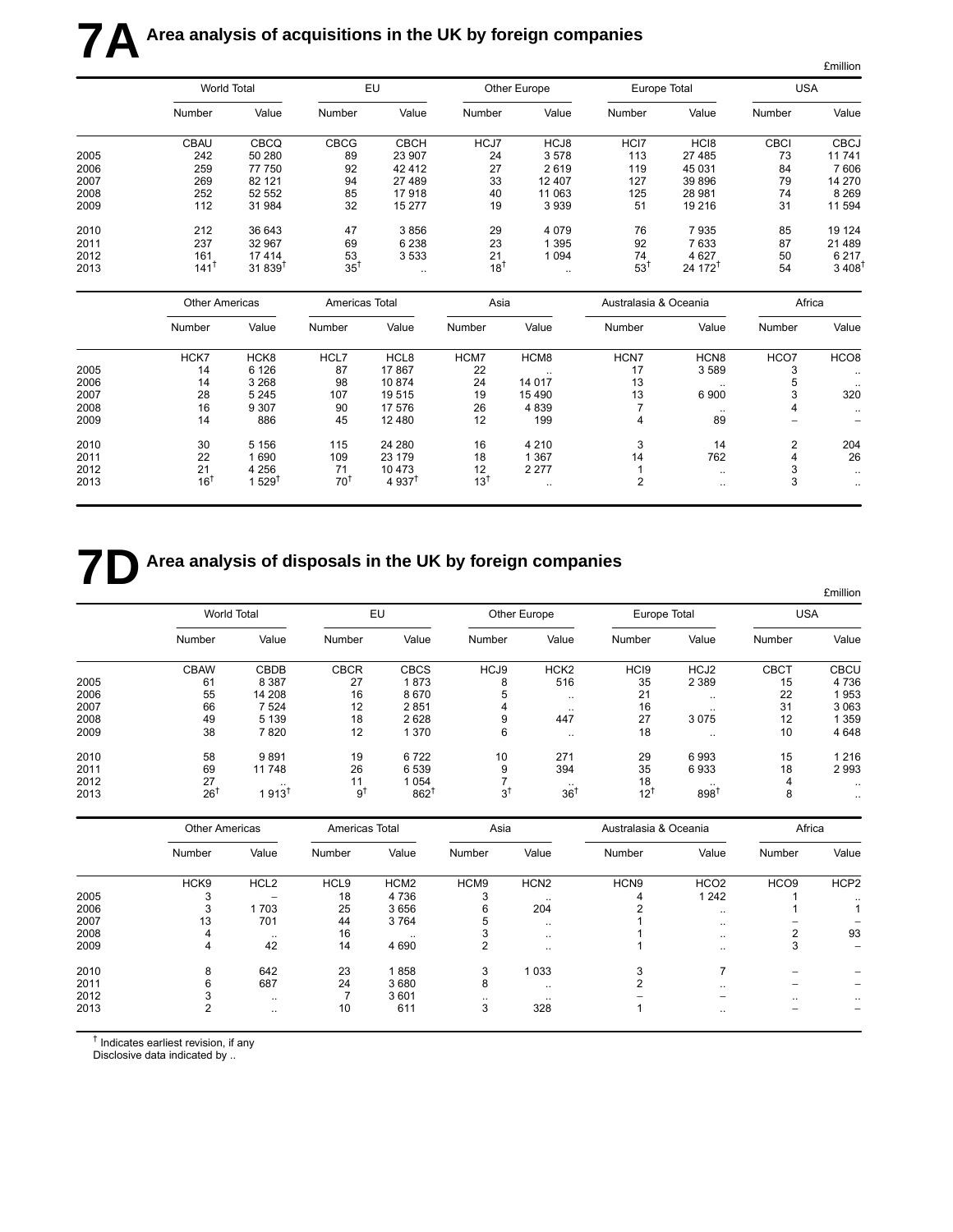# 7A Area analysis of acquisitions in the UK by foreign companies

£million

| | World Total | | EU | | Other Europe | | Europe Total | | USA | |
|---|---|---|---|---|---|---|---|---|---|---|
| | Number | Value | Number | Value | Number | Value | Number | Value | Number | Value |
| | CBAU | CBCQ | CBCG | CBCH | HCJ7 | HCJ8 | HCI7 | HCI8 | CBCI | CBCJ |
| 2005 | 242 | 50 280 | 89 | 23 907 | 24 | 3 578 | 113 | 27 485 | 73 | 11 741 |
| 2006 | 259 | 77 750 | 92 | 42 412 | 27 | 2 619 | 119 | 45 031 | 84 | 7 606 |
| 2007 | 269 | 82 121 | 94 | 27 489 | 33 | 12 407 | 127 | 39 896 | 79 | 14 270 |
| 2008 | 252 | 52 552 | 85 | 17 918 | 40 | 11 063 | 125 | 28 981 | 74 | 8 269 |
| 2009 | 112 | 31 984 | 32 | 15 277 | 19 | 3 939 | 51 | 19 216 | 31 | 11 594 |
| 2010 | 212 | 36 643 | 47 | 3 856 | 29 | 4 079 | 76 | 7 935 | 85 | 19 124 |
| 2011 | 237 | 32 967 | 69 | 6 238 | 23 | 1 395 | 92 | 7 633 | 87 | 21 489 |
| 2012 | 161 | 17 414 | 53 | 3 533 | 21 | 1 094 | 74 | 4 627 | 50 | 6 217 |
| 2013 | 141† | 31 839† | 35† | .. | 18† | .. | 53† | 24 172† | 54 | 3 408† |

| | Other Americas | | Americas Total | | Asia | | Australasia & Oceania | | Africa | |
|---|---|---|---|---|---|---|---|---|---|---|
| | Number | Value | Number | Value | Number | Value | Number | Value | Number | Value |
| | HCK7 | HCK8 | HCL7 | HCL8 | HCM7 | HCM8 | HCN7 | HCN8 | HCO7 | HCO8 |
| 2005 | 14 | 6 126 | 87 | 17 867 | 22 | .. | 17 | 3 589 | 3 | .. |
| 2006 | 14 | 3 268 | 98 | 10 874 | 24 | 14 017 | 13 | .. | 5 | .. |
| 2007 | 28 | 5 245 | 107 | 19 515 | 19 | 15 490 | 13 | 6 900 | 3 | 320 |
| 2008 | 16 | 9 307 | 90 | 17 576 | 26 | 4 839 | 7 | .. | 4 | .. |
| 2009 | 14 | 886 | 45 | 12 480 | 12 | 199 | 4 | 89 | – | – |
| 2010 | 30 | 5 156 | 115 | 24 280 | 16 | 4 210 | 3 | 14 | 2 | 204 |
| 2011 | 22 | 1 690 | 109 | 23 179 | 18 | 1 367 | 14 | 762 | 4 | 26 |
| 2012 | 21 | 4 256 | 71 | 10 473 | 12 | 2 277 | 1 | .. | 3 | .. |
| 2013 | 16† | 1 529† | 70† | 4 937† | 13† | .. | 2 | .. | 3 | .. |

# 7D Area analysis of disposals in the UK by foreign companies

£million

| | World Total | | EU | | Other Europe | | Europe Total | | USA | |
|---|---|---|---|---|---|---|---|---|---|---|
| | Number | Value | Number | Value | Number | Value | Number | Value | Number | Value |
| | CBAW | CBDB | CBCR | CBCS | HCJ9 | HCK2 | HCI9 | HCJ2 | CBCT | CBCU |
| 2005 | 61 | 8 387 | 27 | 1 873 | 8 | 516 | 35 | 2 389 | 15 | 4 736 |
| 2006 | 55 | 14 208 | 16 | 8 670 | 5 | .. | 21 | .. | 22 | 1 953 |
| 2007 | 66 | 7 524 | 12 | 2 851 | 4 | .. | 16 | .. | 31 | 3 063 |
| 2008 | 49 | 5 139 | 18 | 2 628 | 9 | 447 | 27 | 3 075 | 12 | 1 359 |
| 2009 | 38 | 7 820 | 12 | 1 370 | 6 | .. | 18 | .. | 10 | 4 648 |
| 2010 | 58 | 9 891 | 19 | 6 722 | 10 | 271 | 29 | 6 993 | 15 | 1 216 |
| 2011 | 69 | 11 748 | 26 | 6 539 | 9 | 394 | 35 | 6 933 | 18 | 2 993 |
| 2012 | 27 | .. | 11 | 1 054 | 7 | .. | 18 | .. | 4 | .. |
| 2013 | 26† | 1 913† | 9† | 862† | 3† | 36† | 12† | 898† | 8 | .. |

| | Other Americas | | Americas Total | | Asia | | Australasia & Oceania | | Africa | |
|---|---|---|---|---|---|---|---|---|---|---|
| | Number | Value | Number | Value | Number | Value | Number | Value | Number | Value |
| | HCK9 | HCL2 | HCL9 | HCM2 | HCM9 | HCN2 | HCN9 | HCO2 | HCO9 | HCP2 |
| 2005 | 3 | – | 18 | 4 736 | 3 | .. | 4 | 1 242 | 1 | .. |
| 2006 | 3 | 1 703 | 25 | 3 656 | 6 | 204 | 2 | .. | 1 | 1 |
| 2007 | 13 | 701 | 44 | 3 764 | 5 | .. | 1 | .. | – | – |
| 2008 | 4 | .. | 16 | .. | 3 | .. | 1 | .. | 2 | 93 |
| 2009 | 4 | 42 | 14 | 4 690 | 2 | .. | 1 | .. | 3 | – |
| 2010 | 8 | 642 | 23 | 1 858 | 3 | 1 033 | 3 | 7 | – | – |
| 2011 | 6 | 687 | 24 | 3 680 | 8 | .. | 2 | .. | – | – |
| 2012 | 3 | .. | 7 | 3 601 | .. | .. | – | – | .. | .. |
| 2013 | 2 | .. | 10 | 611 | 3 | 328 | 1 | .. | – | – |

† Indicates earliest revision, if any
Disclosive data indicated by ..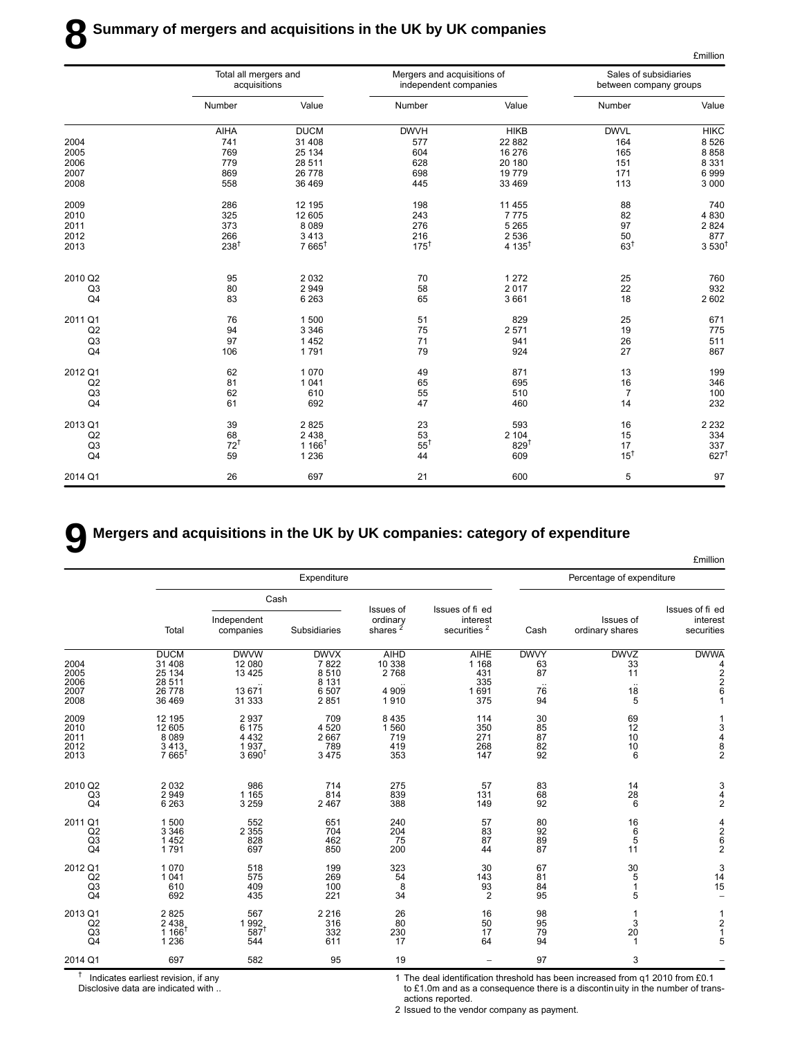# 8 Summary of mergers and acquisitions in the UK by UK companies

£million

| | Total all mergers and acquisitions | | Mergers and acquisitions of independent companies | | Sales of subsidiaries between company groups | |
|---|---|---|---|---|---|---|
| | Number | Value | Number | Value | Number | Value |
| | AIHA | DUCM | DWVH | HIKB | DWVL | HIKC |
| 2004 | 741 | 31 408 | 577 | 22 882 | 164 | 8 526 |
| 2005 | 769 | 25 134 | 604 | 16 276 | 165 | 8 858 |
| 2006 | 779 | 28 511 | 628 | 20 180 | 151 | 8 331 |
| 2007 | 869 | 26 778 | 698 | 19 779 | 171 | 6 999 |
| 2008 | 558 | 36 469 | 445 | 33 469 | 113 | 3 000 |
| 2009 | 286 | 12 195 | 198 | 11 455 | 88 | 740 |
| 2010 | 325 | 12 605 | 243 | 7 775 | 82 | 4 830 |
| 2011 | 373 | 8 089 | 276 | 5 265 | 97 | 2 824 |
| 2012 | 266 | 3 413 | 216 | 2 536 | 50 | 877 |
| 2013 | 238† | 7 665† | 175† | 4 135† | 63† | 3 530† |
| 2010 Q2 | 95 | 2 032 | 70 | 1 272 | 25 | 760 |
| Q3 | 80 | 2 949 | 58 | 2 017 | 22 | 932 |
| Q4 | 83 | 6 263 | 65 | 3 661 | 18 | 2 602 |
| 2011 Q1 | 76 | 1 500 | 51 | 829 | 25 | 671 |
| Q2 | 94 | 3 346 | 75 | 2 571 | 19 | 775 |
| Q3 | 97 | 1 452 | 71 | 941 | 26 | 511 |
| Q4 | 106 | 1 791 | 79 | 924 | 27 | 867 |
| 2012 Q1 | 62 | 1 070 | 49 | 871 | 13 | 199 |
| Q2 | 81 | 1 041 | 65 | 695 | 16 | 346 |
| Q3 | 62 | 610 | 55 | 510 | 7 | 100 |
| Q4 | 61 | 692 | 47 | 460 | 14 | 232 |
| 2013 Q1 | 39 | 2 825 | 23 | 593 | 16 | 2 232 |
| Q2 | 68 | 2 438 | 53 | 2 104 | 15 | 334 |
| Q3 | 72† | 1 166† | 55† | 829† | 17 | 337 |
| Q4 | 59 | 1 236 | 44 | 609 | 15† | 627† |
| 2014 Q1 | 26 | 697 | 21 | 600 | 5 | 97 |

# 9 Mergers and acquisitions in the UK by UK companies: category of expenditure

£million

| | Expenditure | | | | | Percentage of expenditure | | |
|---|---|---|---|---|---|---|---|---|
| | | Cash | | | | | | |
| | Total | Independent companies | Subsidiaries | Issues of ordinary shares [2] | Issues of fixed interest securities [2] | Cash | Issues of ordinary shares | Issues of fixed interest securities |
| | DUCM | DWVW | DWVX | AIHD | AIHE | DWVY | DWVZ | DWWA |
| 2004 | 31 408 | 12 080 | 7 822 | 10 338 | 1 168 | 63 | 33 | 4 |
| 2005 | 25 134 | 13 425 | 8 510 | 2 768 | 431 | 87 | 11 | 2 |
| 2006 | 28 511 | .. | 8 131 | .. | 335 | .. | .. | 2 |
| 2007 | 26 778 | 13 671 | 6 507 | 4 909 | 1 691 | 76 | 18 | 6 |
| 2008 | 36 469 | 31 333 | 2 851 | 1 910 | 375 | 94 | 5 | 1 |
| 2009 | 12 195 | 2 937 | 709 | 8 435 | 114 | 30 | 69 | 1 |
| 2010 | 12 605 | 6 175 | 4 520 | 1 560 | 350 | 85 | 12 | 3 |
| 2011 | 8 089 | 4 432 | 2 667 | 719 | 271 | 87 | 10 | 4 |
| 2012 | 3 413 | 1 937 | 789 | 419 | 268 | 82 | 10 | 8 |
| 2013 | 7 665† | 3 690† | 3 475 | 353 | 147 | 92 | 6 | 2 |
| 2010 Q2 | 2 032 | 986 | 714 | 275 | 57 | 83 | 14 | 3 |
| Q3 | 2 949 | 1 165 | 814 | 839 | 131 | 68 | 28 | 4 |
| Q4 | 6 263 | 3 259 | 2 467 | 388 | 149 | 92 | 6 | 2 |
| 2011 Q1 | 1 500 | 552 | 651 | 240 | 57 | 80 | 16 | 4 |
| Q2 | 3 346 | 2 355 | 704 | 204 | 83 | 92 | 6 | 2 |
| Q3 | 1 452 | 828 | 462 | 75 | 87 | 89 | 5 | 6 |
| Q4 | 1 791 | 697 | 850 | 200 | 44 | 87 | 11 | 2 |
| 2012 Q1 | 1 070 | 518 | 199 | 323 | 30 | 67 | 30 | 3 |
| Q2 | 1 041 | 575 | 269 | 54 | 143 | 81 | 5 | 14 |
| Q3 | 610 | 409 | 100 | 8 | 93 | 84 | 1 | 15 |
| Q4 | 692 | 435 | 221 | 34 | 2 | 95 | 5 | – |
| 2013 Q1 | 2 825 | 567 | 2 216 | 26 | 16 | 98 | 1 | 1 |
| Q2 | 2 438 | 1 992 | 316 | 80 | 50 | 95 | 3 | 2 |
| Q3 | 1 166† | 587† | 332 | 230 | 17 | 79 | 20 | 1 |
| Q4 | 1 236 | 544 | 611 | 17 | 64 | 94 | 1 | 5 |
| 2014 Q1 | 697 | 582 | 95 | 19 | – | 97 | 3 | – |

† Indicates earliest revision, if any
Disclosive data are indicated with ..

1 The deal identification threshold has been increased from q1 2010 from £0.1 to £1.0m and as a consequence there is a discontinuity in the number of transactions reported.
2 Issued to the vendor company as payment.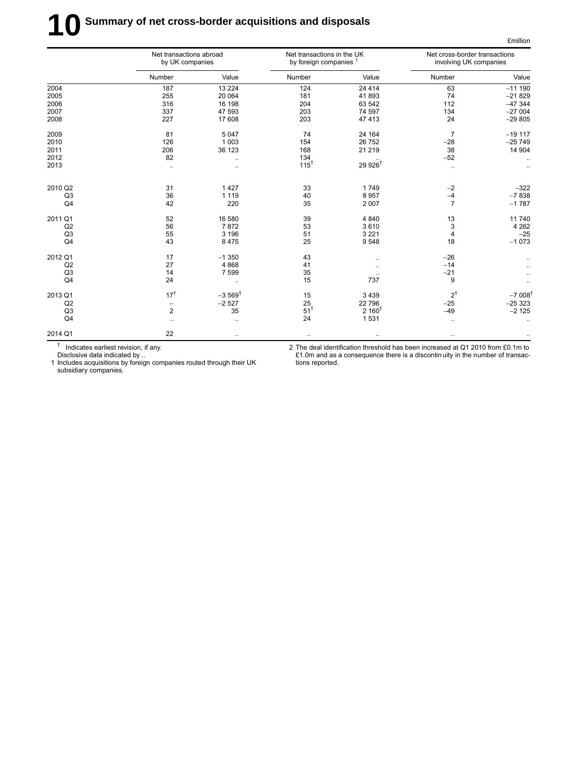# 10 Summary of net cross-border acquisitions and disposals

£million

| | Net transactions abroad by UK companies | | Net transactions in the UK by foreign companies [1] | | Net cross-border transactions involving UK companies | |
|---|---|---|---|---|---|---|
| | Number | Value | Number | Value | Number | Value |
| 2004 | 187 | 13 224 | 124 | 24 414 | 63 | –11 190 |
| 2005 | 255 | 20 064 | 181 | 41 893 | 74 | –21 829 |
| 2006 | 316 | 16 198 | 204 | 63 542 | 112 | –47 344 |
| 2007 | 337 | 47 593 | 203 | 74 597 | 134 | –27 004 |
| 2008 | 227 | 17 608 | 203 | 47 413 | 24 | –29 805 |
| | | | | | | |
| 2009 | 81 | 5 047 | 74 | 24 164 | 7 | –19 117 |
| 2010 | 126 | 1 003 | 154 | 26 752 | –28 | –25 749 |
| 2011 | 206 | 36 123 | 168 | 21 219 | 38 | 14 904 |
| 2012 | 82 | .. | 134 | .. | –52 | .. |
| 2013 | .. | .. | 115† | 29 926† | .. | .. |
| | | | | | | |
| 2010 Q2 | 31 | 1 427 | 33 | 1 749 | –2 | –322 |
| Q3 | 36 | 1 119 | 40 | 8 957 | –4 | –7 838 |
| Q4 | 42 | 220 | 35 | 2 007 | 7 | –1 787 |
| | | | | | | |
| 2011 Q1 | 52 | 16 580 | 39 | 4 840 | 13 | 11 740 |
| Q2 | 56 | 7 872 | 53 | 3 610 | 3 | 4 262 |
| Q3 | 55 | 3 196 | 51 | 3 221 | 4 | –25 |
| Q4 | 43 | 8 475 | 25 | 9 548 | 18 | –1 073 |
| | | | | | | |
| 2012 Q1 | 17 | –1 350 | 43 | .. | –26 | .. |
| Q2 | 27 | 4 868 | 41 | .. | –14 | .. |
| Q3 | 14 | 7 599 | 35 | .. | –21 | .. |
| Q4 | 24 | .. | 15 | 737 | 9 | .. |
| | | | | | | |
| 2013 Q1 | 17† | –3 569† | 15 | 3 439 | 2† | –7 008† |
| Q2 | – | –2 527 | 25 | 22 796 | –25 | –25 323 |
| Q3 | 2 | 35 | 51† | 2 160† | –49 | –2 125 |
| Q4 | .. | .. | 24 | 1 531 | .. | .. |
| | | | | | | |
| 2014 Q1 | 22 | .. | .. | .. | .. | .. |

† Indicates earliest revision, if any.
Disclosive data indicated by ..
1 Includes acquisitions by foreign companies routed through their UK subsidiary companies.
2 The deal identification threshold has been increased at Q1 2010 from £0.1m to £1.0m and as a consequence there is a discontinuity in the number of transactions reported.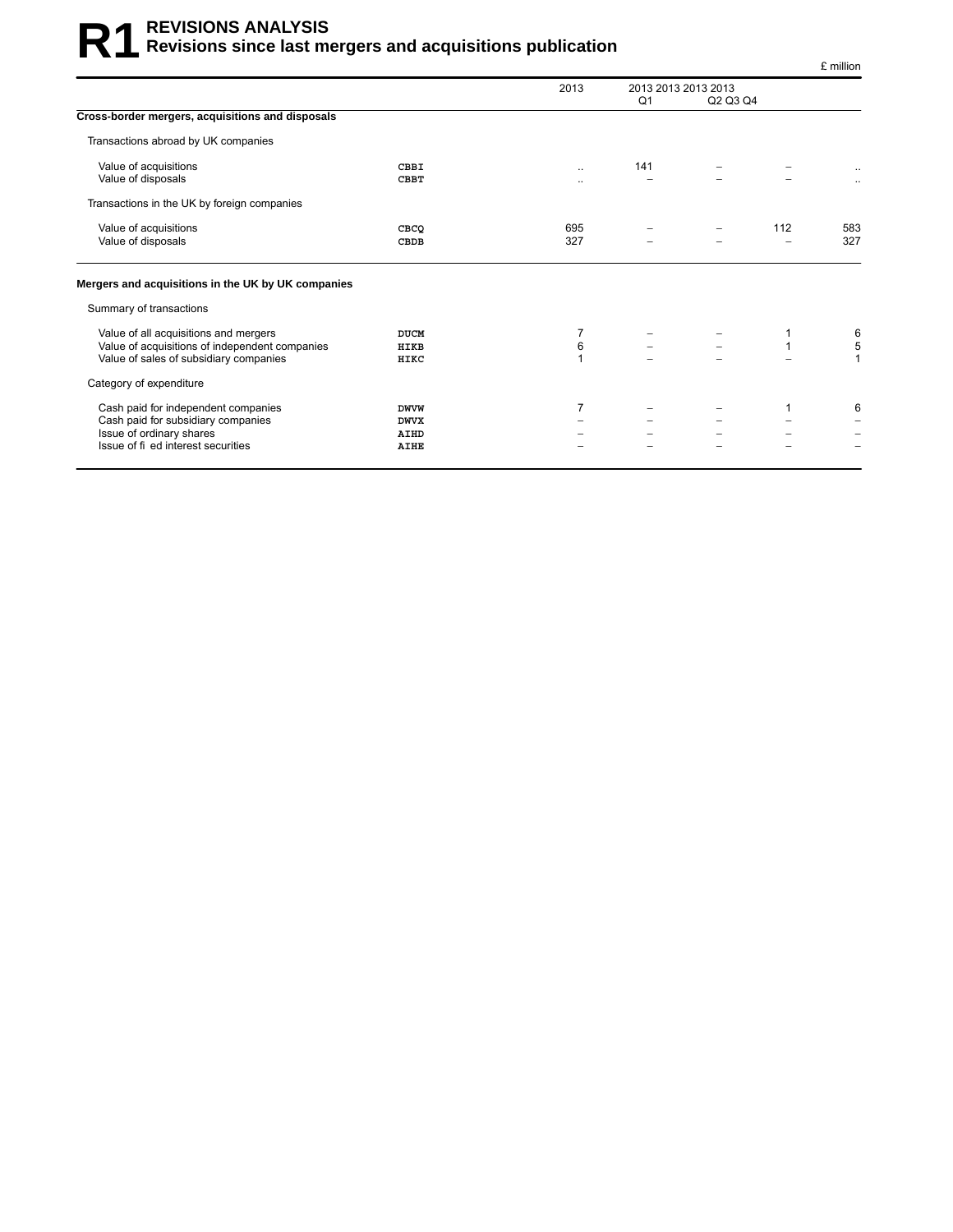# R1 REVISIONS ANALYSIS
## Revisions since last mergers and acquisitions publication

£ million

| | | 2013 | 2013 Q1 | 2013 Q2 | 2013 Q3 | 2013 Q4 |
|---|---|---|---|---|---|---|
| **Cross-border mergers, acquisitions and disposals** | | | | | | |
| Transactions abroad by UK companies | | | | | | |
| Value of acquisitions | CBBI | .. | 141 | – | – | .. |
| Value of disposals | CBBT | .. | – | – | – | .. |
| Transactions in the UK by foreign companies | | | | | | |
| Value of acquisitions | CBCQ | 695 | – | – | 112 | 583 |
| Value of disposals | CBDB | 327 | – | – | – | 327 |
| **Mergers and acquisitions in the UK by UK companies** | | | | | | |
| Summary of transactions | | | | | | |
| Value of all acquisitions and mergers | DUCM | 7 | – | – | 1 | 6 |
| Value of acquisitions of independent companies | HIKB | 6 | – | – | 1 | 5 |
| Value of sales of subsidiary companies | HIKC | 1 | – | – | – | 1 |
| Category of expenditure | | | | | | |
| Cash paid for independent companies | DWVW | 7 | – | – | 1 | 6 |
| Cash paid for subsidiary companies | DWVX | – | – | – | – | – |
| Issue of ordinary shares | AIHD | – | – | – | – | – |
| Issue of fixed interest securities | AIHE | – | – | – | – | – |